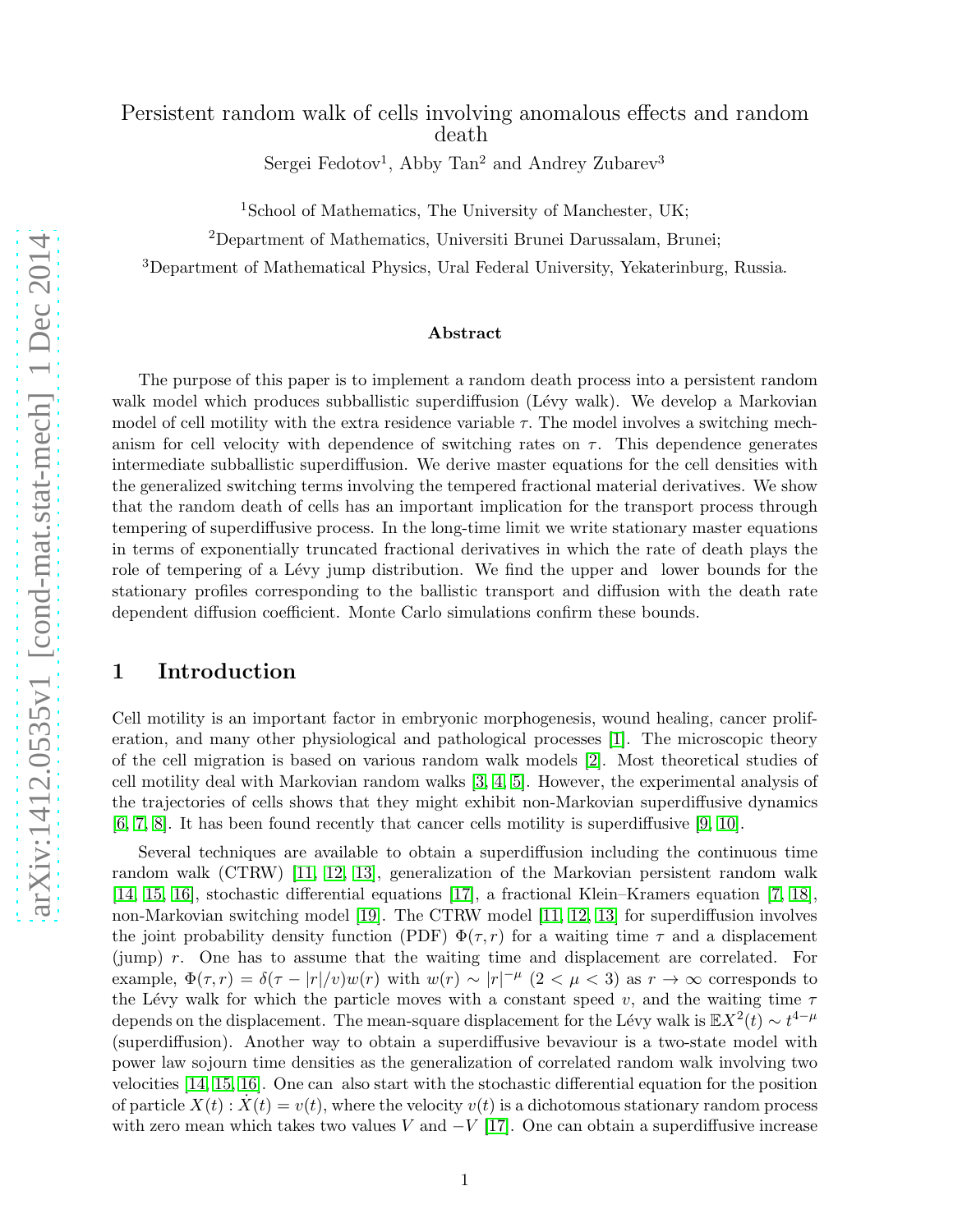# Persistent random walk of cells involving anomalous effects and random death

Sergei Fedotov[1], Abby Tan[2] and Andrey Zubarev[3]

[1]School of Mathematics, The University of Manchester, UK;

[2]Department of Mathematics, Universiti Brunei Darussalam, Brunei;

[3]Department of Mathematical Physics, Ural Federal University, Yekaterinburg, Russia.

## Abstract

The purpose of this paper is to implement a random death process into a persistent random walk model which produces subballistic superdiffusion (Lévy walk). We develop a Markovian model of cell motility with the extra residence variable $\tau$. The model involves a switching mechanism for cell velocity with dependence of switching rates on $\tau$. This dependence generates intermediate subballistic superdiffusion. We derive master equations for the cell densities with the generalized switching terms involving the tempered fractional material derivatives. We show that the random death of cells has an important implication for the transport process through tempering of superdiffusive process. In the long-time limit we write stationary master equations in terms of exponentially truncated fractional derivatives in which the rate of death plays the role of tempering of a Lévy jump distribution. We find the upper and lower bounds for the stationary profiles corresponding to the ballistic transport and diffusion with the death rate dependent diffusion coefficient. Monte Carlo simulations confirm these bounds.

## 1 Introduction

Cell motility is an important factor in embryonic morphogenesis, wound healing, cancer proliferation, and many other physiological and pathological processes [1]. The microscopic theory of the cell migration is based on various random walk models [2]. Most theoretical studies of cell motility deal with Markovian random walks [3, 4, 5]. However, the experimental analysis of the trajectories of cells shows that they might exhibit non-Markovian superdiffusive dynamics [6, 7, 8]. It has been found recently that cancer cells motility is superdiffusive [9, 10].

Several techniques are available to obtain a superdiffusion including the continuous time random walk (CTRW) [11, 12, 13], generalization of the Markovian persistent random walk [14, 15, 16], stochastic differential equations [17], a fractional Klein–Kramers equation [7, 18], non-Markovian switching model [19]. The CTRW model [11, 12, 13] for superdiffusion involves the joint probability density function (PDF) $\Phi(\tau, r)$ for a waiting time $\tau$ and a displacement (jump) $r$. One has to assume that the waiting time and displacement are correlated. For example, $\Phi(\tau, r) = \delta(\tau - |r|/v)w(r)$ with $w(r) \sim |r|^{-\mu}$ $(2 < \mu < 3)$ as $r \to \infty$ corresponds to the Lévy walk for which the particle moves with a constant speed $v$, and the waiting time $\tau$ depends on the displacement. The mean-square displacement for the Lévy walk is $\mathbb{E}X^2(t) \sim t^{4-\mu}$ (superdiffusion). Another way to obtain a superdiffusive bevaviour is a two-state model with power law sojourn time densities as the generalization of correlated random walk involving two velocities [14, 15, 16]. One can also start with the stochastic differential equation for the position of particle $X(t) : \dot{X}(t) = v(t)$, where the velocity $v(t)$ is a dichotomous stationary random process with zero mean which takes two values $V$ and $-V$ [17]. One can obtain a superdiffusive increase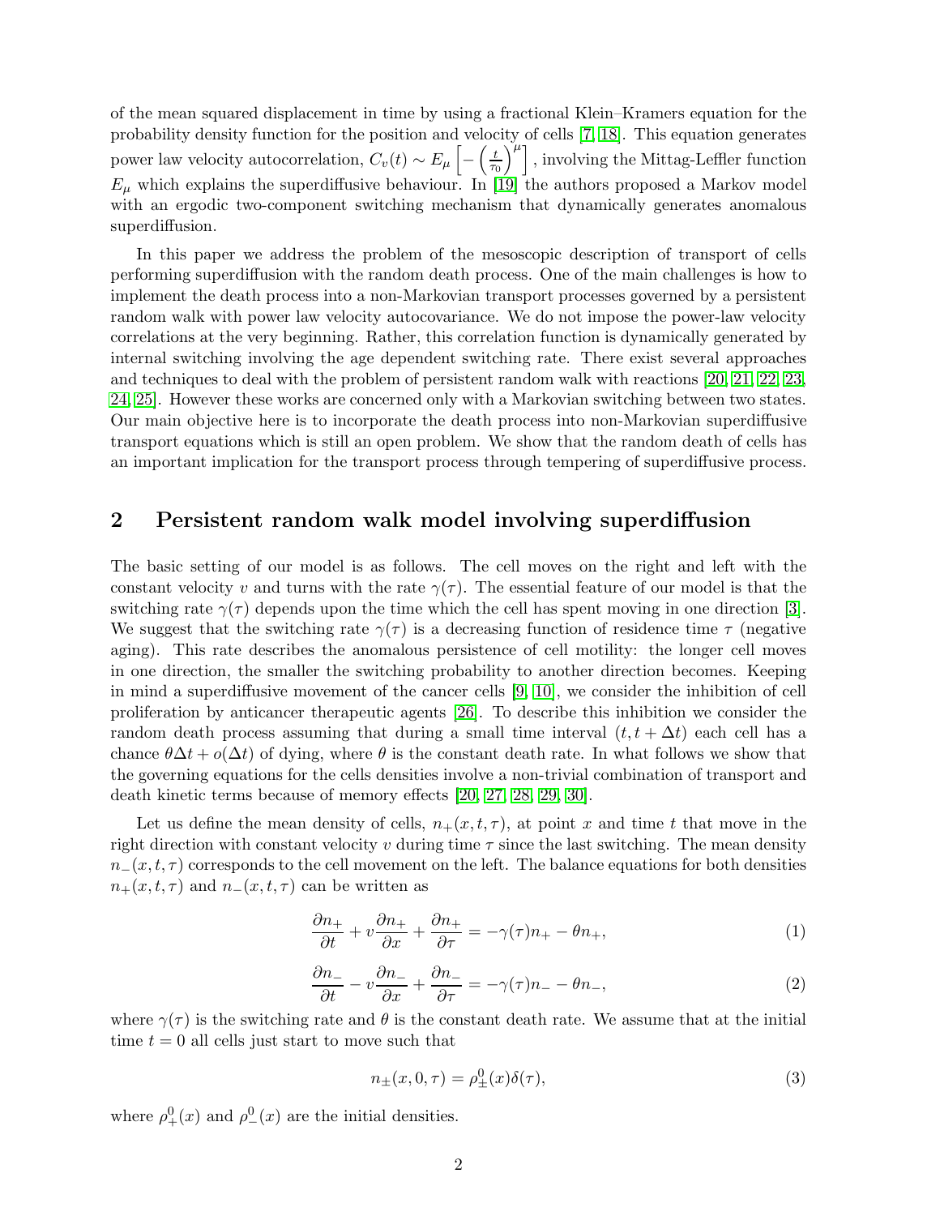of the mean squared displacement in time by using a fractional Klein–Kramers equation for the probability density function for the position and velocity of cells [7, 18]. This equation generates power law velocity autocorrelation, $C_v(t) \sim E_\mu \left[ -\left(\frac{t}{\tau_0}\right)^\mu \right]$, involving the Mittag-Leffler function $E_\mu$ which explains the superdiffusive behaviour. In [19] the authors proposed a Markov model with an ergodic two-component switching mechanism that dynamically generates anomalous superdiffusion.

In this paper we address the problem of the mesoscopic description of transport of cells performing superdiffusion with the random death process. One of the main challenges is how to implement the death process into a non-Markovian transport processes governed by a persistent random walk with power law velocity autocovariance. We do not impose the power-law velocity correlations at the very beginning. Rather, this correlation function is dynamically generated by internal switching involving the age dependent switching rate. There exist several approaches and techniques to deal with the problem of persistent random walk with reactions [20, 21, 22, 23, 24, 25]. However these works are concerned only with a Markovian switching between two states. Our main objective here is to incorporate the death process into non-Markovian superdiffusive transport equations which is still an open problem. We show that the random death of cells has an important implication for the transport process through tempering of superdiffusive process.

## 2 Persistent random walk model involving superdiffusion

The basic setting of our model is as follows. The cell moves on the right and left with the constant velocity $v$ and turns with the rate $\gamma(\tau)$. The essential feature of our model is that the switching rate $\gamma(\tau)$ depends upon the time which the cell has spent moving in one direction [3]. We suggest that the switching rate $\gamma(\tau)$ is a decreasing function of residence time $\tau$ (negative aging). This rate describes the anomalous persistence of cell motility: the longer cell moves in one direction, the smaller the switching probability to another direction becomes. Keeping in mind a superdiffusive movement of the cancer cells [9, 10], we consider the inhibition of cell proliferation by anticancer therapeutic agents [26]. To describe this inhibition we consider the random death process assuming that during a small time interval $(t, t + \Delta t)$ each cell has a chance $\theta \Delta t + o(\Delta t)$ of dying, where $\theta$ is the constant death rate. In what follows we show that the governing equations for the cells densities involve a non-trivial combination of transport and death kinetic terms because of memory effects [20, 27, 28, 29, 30].

Let us define the mean density of cells, $n_+(x, t, \tau)$, at point $x$ and time $t$ that move in the right direction with constant velocity $v$ during time $\tau$ since the last switching. The mean density $n_-(x, t, \tau)$ corresponds to the cell movement on the left. The balance equations for both densities $n_+(x, t, \tau)$ and $n_-(x, t, \tau)$ can be written as

$$\frac{\partial n_+}{\partial t} + v \frac{\partial n_+}{\partial x} + \frac{\partial n_+}{\partial \tau} = -\gamma(\tau) n_+ - \theta n_+, \tag{1}$$

$$\frac{\partial n_-}{\partial t} - v \frac{\partial n_-}{\partial x} + \frac{\partial n_-}{\partial \tau} = -\gamma(\tau) n_- - \theta n_-, \tag{2}$$

where $\gamma(\tau)$ is the switching rate and $\theta$ is the constant death rate. We assume that at the initial time $t = 0$ all cells just start to move such that

$$n_\pm(x, 0, \tau) = \rho_\pm^0(x) \delta(\tau), \tag{3}$$

where $\rho_+^0(x)$ and $\rho_-^0(x)$ are the initial densities.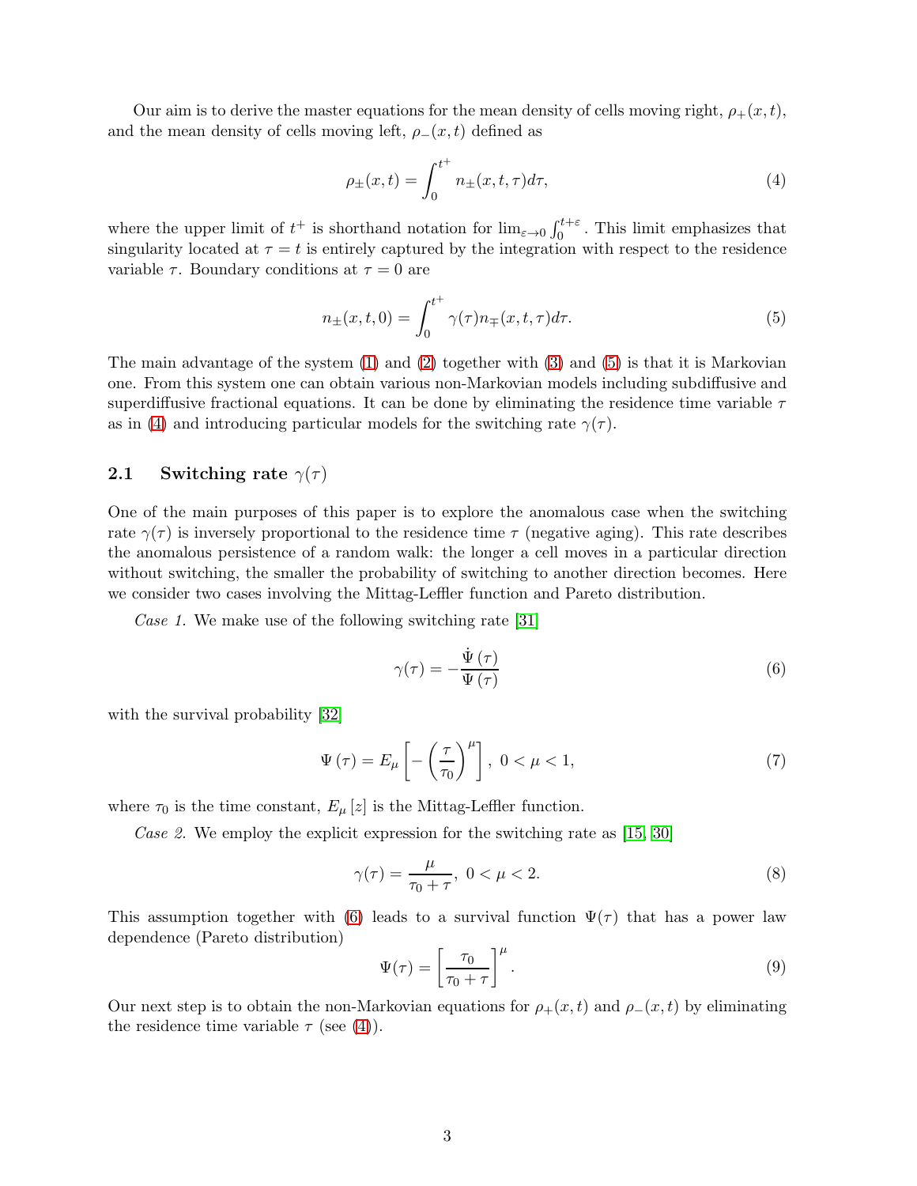Our aim is to derive the master equations for the mean density of cells moving right, $\rho_+(x,t)$, and the mean density of cells moving left, $\rho_-(x,t)$ defined as

$$\rho_\pm(x,t) = \int_0^{t^+} n_\pm(x,t,\tau)d\tau, \tag{4}$$

where the upper limit of $t^+$ is shorthand notation for $\lim_{\varepsilon\to 0}\int_0^{t+\varepsilon}$. This limit emphasizes that singularity located at $\tau = t$ is entirely captured by the integration with respect to the residence variable $\tau$. Boundary conditions at $\tau = 0$ are

$$n_\pm(x,t,0) = \int_0^{t^+} \gamma(\tau)n_\mp(x,t,\tau)d\tau. \tag{5}$$

The main advantage of the system (1) and (2) together with (3) and (5) is that it is Markovian one. From this system one can obtain various non-Markovian models including subdiffusive and superdiffusive fractional equations. It can be done by eliminating the residence time variable $\tau$ as in (4) and introducing particular models for the switching rate $\gamma(\tau)$.

### 2.1 Switching rate $\gamma(\tau)$

One of the main purposes of this paper is to explore the anomalous case when the switching rate $\gamma(\tau)$ is inversely proportional to the residence time $\tau$ (negative aging). This rate describes the anomalous persistence of a random walk: the longer a cell moves in a particular direction without switching, the smaller the probability of switching to another direction becomes. Here we consider two cases involving the Mittag-Leffler function and Pareto distribution.

*Case 1.* We make use of the following switching rate [31]

$$\gamma(\tau) = -\frac{\dot{\Psi}(\tau)}{\Psi(\tau)} \tag{6}$$

with the survival probability [32]

$$\Psi(\tau) = E_\mu\left[-\left(\frac{\tau}{\tau_0}\right)^\mu\right],\ 0 < \mu < 1, \tag{7}$$

where $\tau_0$ is the time constant, $E_\mu[z]$ is the Mittag-Leffler function.

*Case 2.* We employ the explicit expression for the switching rate as [15, 30]

$$\gamma(\tau) = \frac{\mu}{\tau_0 + \tau},\ 0 < \mu < 2. \tag{8}$$

This assumption together with (6) leads to a survival function $\Psi(\tau)$ that has a power law dependence (Pareto distribution)

$$\Psi(\tau) = \left[\frac{\tau_0}{\tau_0 + \tau}\right]^\mu. \tag{9}$$

Our next step is to obtain the non-Markovian equations for $\rho_+(x,t)$ and $\rho_-(x,t)$ by eliminating the residence time variable $\tau$ (see (4)).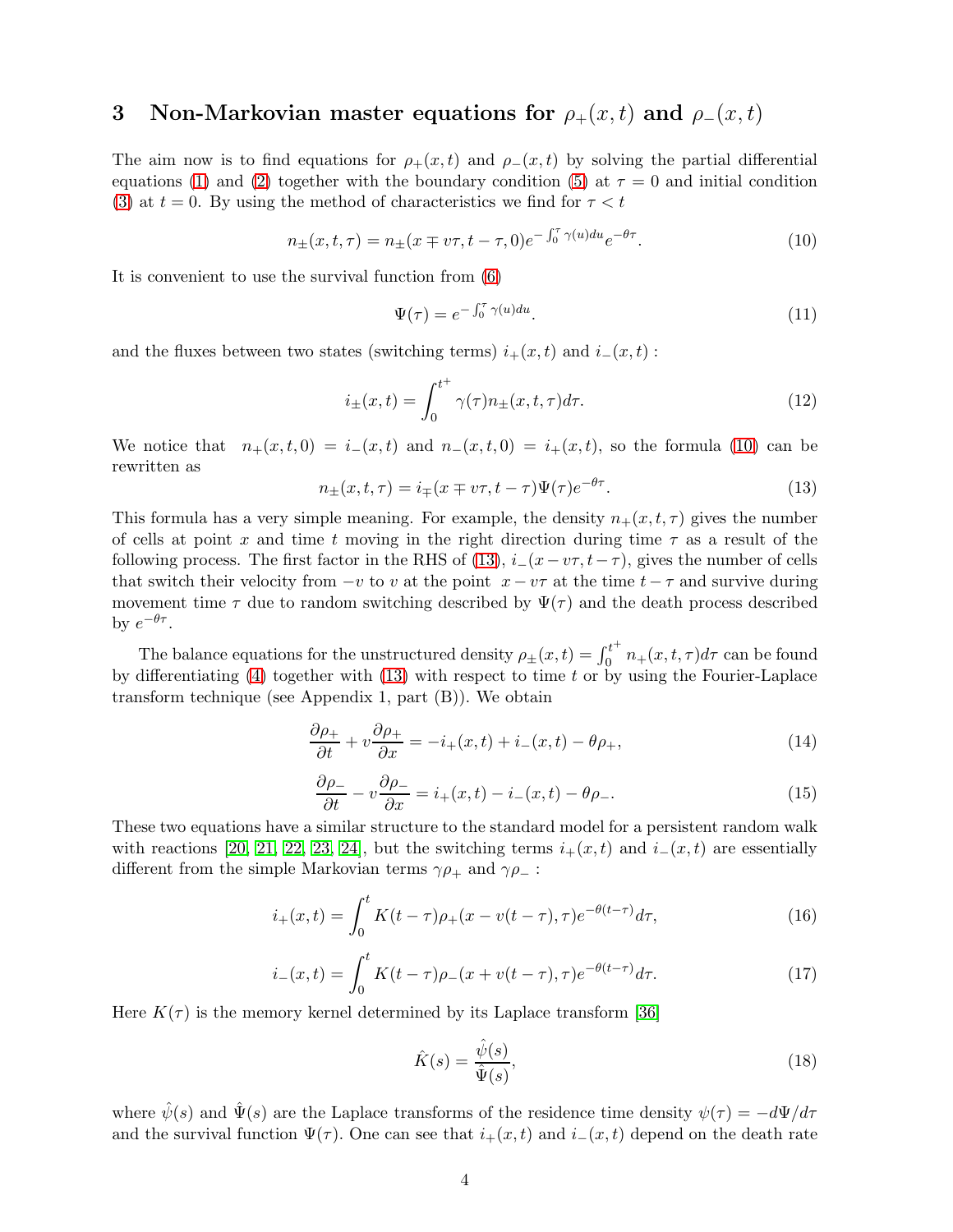## 3 Non-Markovian master equations for $\rho_+(x,t)$ and $\rho_-(x,t)$

The aim now is to find equations for $\rho_+(x,t)$ and $\rho_-(x,t)$ by solving the partial differential equations (1) and (2) together with the boundary condition (5) at $\tau = 0$ and initial condition (3) at $t = 0$. By using the method of characteristics we find for $\tau < t$

$$n_\pm(x,t,\tau) = n_\pm(x \mp v\tau, t-\tau, 0)e^{-\int_0^\tau \gamma(u)du}e^{-\theta\tau}. \tag{10}$$

It is convenient to use the survival function from (6)

$$\Psi(\tau) = e^{-\int_0^\tau \gamma(u)du}. \tag{11}$$

and the fluxes between two states (switching terms) $i_+(x,t)$ and $i_-(x,t)$ :

$$i_\pm(x,t) = \int_0^{t^+} \gamma(\tau)n_\pm(x,t,\tau)d\tau. \tag{12}$$

We notice that $n_+(x,t,0) = i_-(x,t)$ and $n_-(x,t,0) = i_+(x,t)$, so the formula (10) can be rewritten as

$$n_\pm(x,t,\tau) = i_\mp(x \mp v\tau, t-\tau)\Psi(\tau)e^{-\theta\tau}. \tag{13}$$

This formula has a very simple meaning. For example, the density $n_+(x,t,\tau)$ gives the number of cells at point $x$ and time $t$ moving in the right direction during time $\tau$ as a result of the following process. The first factor in the RHS of (13), $i_-(x - v\tau, t-\tau)$, gives the number of cells that switch their velocity from $-v$ to $v$ at the point $x - v\tau$ at the time $t - \tau$ and survive during movement time $\tau$ due to random switching described by $\Psi(\tau)$ and the death process described by $e^{-\theta\tau}$.

The balance equations for the unstructured density $\rho_\pm(x,t) = \int_0^{t^+} n_+(x,t,\tau)d\tau$ can be found by differentiating (4) together with (13) with respect to time $t$ or by using the Fourier-Laplace transform technique (see Appendix 1, part (B)). We obtain

$$\frac{\partial \rho_+}{\partial t} + v\frac{\partial \rho_+}{\partial x} = -i_+(x,t) + i_-(x,t) - \theta\rho_+, \tag{14}$$

$$\frac{\partial \rho_-}{\partial t} - v\frac{\partial \rho_-}{\partial x} = i_+(x,t) - i_-(x,t) - \theta\rho_-. \tag{15}$$

These two equations have a similar structure to the standard model for a persistent random walk with reactions [20, 21, 22, 23, 24], but the switching terms $i_+(x,t)$ and $i_-(x,t)$ are essentially different from the simple Markovian terms $\gamma\rho_+$ and $\gamma\rho_-$ :

$$i_+(x,t) = \int_0^t K(t-\tau)\rho_+(x - v(t-\tau), \tau)e^{-\theta(t-\tau)}d\tau, \tag{16}$$

$$i_-(x,t) = \int_0^t K(t-\tau)\rho_-(x + v(t-\tau), \tau)e^{-\theta(t-\tau)}d\tau. \tag{17}$$

Here $K(\tau)$ is the memory kernel determined by its Laplace transform [36]

$$\hat{K}(s) = \frac{\hat{\psi}(s)}{\hat{\Psi}(s)}, \tag{18}$$

where $\hat{\psi}(s)$ and $\hat{\Psi}(s)$ are the Laplace transforms of the residence time density $\psi(\tau) = -d\Psi/d\tau$ and the survival function $\Psi(\tau)$. One can see that $i_+(x,t)$ and $i_-(x,t)$ depend on the death rate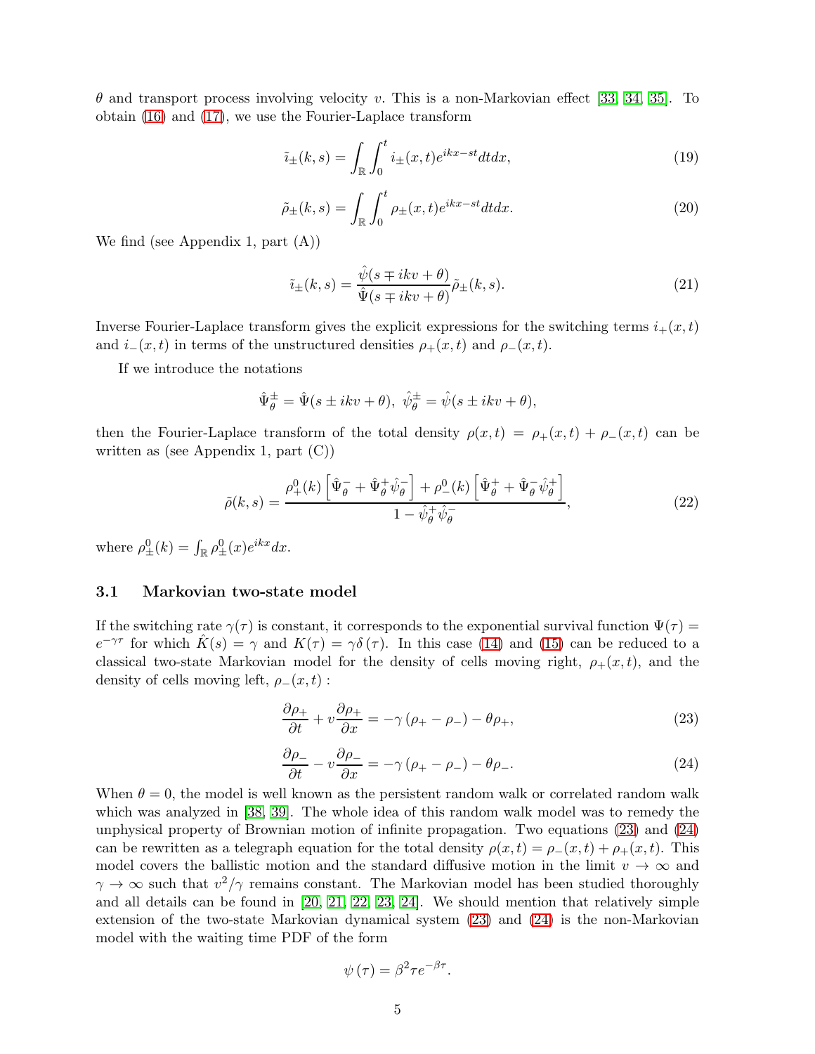$\theta$ and transport process involving velocity $v$. This is a non-Markovian effect [33, 34, 35]. To obtain (16) and (17), we use the Fourier-Laplace transform

$$\tilde{i}_{\pm}(k,s) = \int_{\mathbb{R}} \int_0^t i_{\pm}(x,t) e^{ikx-st} dt dx, \tag{19}$$

$$\tilde{\rho}_{\pm}(k,s) = \int_{\mathbb{R}} \int_0^t \rho_{\pm}(x,t) e^{ikx-st} dt dx. \tag{20}$$

We find (see Appendix 1, part (A))

$$\tilde{i}_{\pm}(k,s) = \frac{\hat{\psi}(s \mp ikv + \theta)}{\hat{\Psi}(s \mp ikv + \theta)} \tilde{\rho}_{\pm}(k,s). \tag{21}$$

Inverse Fourier-Laplace transform gives the explicit expressions for the switching terms $i_+(x,t)$ and $i_-(x,t)$ in terms of the unstructured densities $\rho_+(x,t)$ and $\rho_-(x,t)$.

If we introduce the notations

$$\hat{\Psi}^{\pm}_{\theta} = \hat{\Psi}(s \pm ikv + \theta), \; \hat{\psi}^{\pm}_{\theta} = \hat{\psi}(s \pm ikv + \theta),$$

then the Fourier-Laplace transform of the total density $\rho(x,t) = \rho_+(x,t) + \rho_-(x,t)$ can be written as (see Appendix 1, part (C))

$$\tilde{\rho}(k,s) = \frac{\rho^0_+(k)\left[\hat{\Psi}^-_{\theta} + \hat{\Psi}^+_{\theta}\hat{\psi}^-_{\theta}\right] + \rho^0_-(k)\left[\hat{\Psi}^+_{\theta} + \hat{\Psi}^-_{\theta}\hat{\psi}^+_{\theta}\right]}{1 - \hat{\psi}^+_{\theta}\hat{\psi}^-_{\theta}}, \tag{22}$$

where $\rho^0_{\pm}(k) = \int_{\mathbb{R}} \rho^0_{\pm}(x) e^{ikx} dx$.

### 3.1 Markovian two-state model

If the switching rate $\gamma(\tau)$ is constant, it corresponds to the exponential survival function $\Psi(\tau) = e^{-\gamma\tau}$ for which $\hat{K}(s) = \gamma$ and $K(\tau) = \gamma\delta(\tau)$. In this case (14) and (15) can be reduced to a classical two-state Markovian model for the density of cells moving right, $\rho_+(x,t)$, and the density of cells moving left, $\rho_-(x,t)$ :

$$\frac{\partial \rho_+}{\partial t} + v\frac{\partial \rho_+}{\partial x} = -\gamma\left(\rho_+ - \rho_-\right) - \theta\rho_+, \tag{23}$$

$$\frac{\partial \rho_-}{\partial t} - v\frac{\partial \rho_-}{\partial x} = -\gamma\left(\rho_+ - \rho_-\right) - \theta\rho_-. \tag{24}$$

When $\theta = 0$, the model is well known as the persistent random walk or correlated random walk which was analyzed in [38, 39]. The whole idea of this random walk model was to remedy the unphysical property of Brownian motion of infinite propagation. Two equations (23) and (24) can be rewritten as a telegraph equation for the total density $\rho(x,t) = \rho_-(x,t) + \rho_+(x,t)$. This model covers the ballistic motion and the standard diffusive motion in the limit $v \to \infty$ and $\gamma \to \infty$ such that $v^2/\gamma$ remains constant. The Markovian model has been studied thoroughly and all details can be found in [20, 21, 22, 23, 24]. We should mention that relatively simple extension of the two-state Markovian dynamical system (23) and (24) is the non-Markovian model with the waiting time PDF of the form

$$\psi(\tau) = \beta^2 \tau e^{-\beta\tau}.$$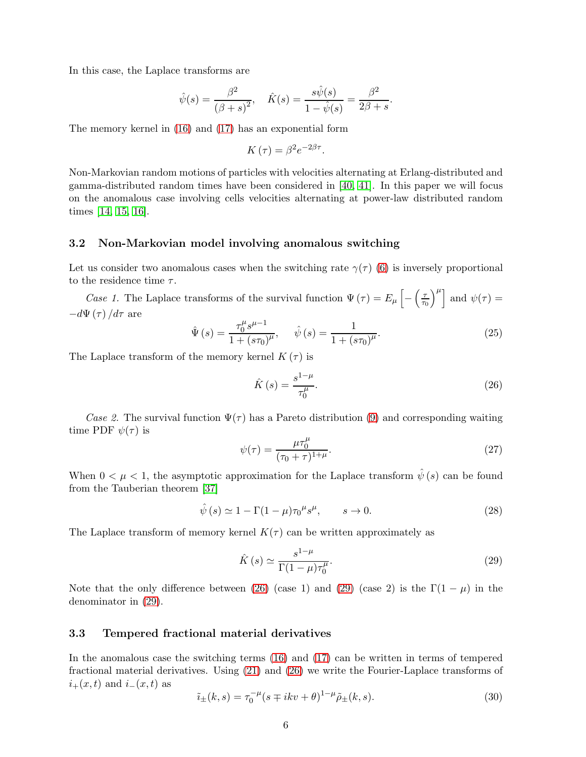In this case, the Laplace transforms are

$$\hat{\psi}(s) = \frac{\beta^2}{(\beta+s)^2}, \quad \hat{K}(s) = \frac{s\hat{\psi}(s)}{1-\hat{\psi}(s)} = \frac{\beta^2}{2\beta+s}.$$

The memory kernel in (16) and (17) has an exponential form

$$K(\tau) = \beta^2 e^{-2\beta\tau}.$$

Non-Markovian random motions of particles with velocities alternating at Erlang-distributed and gamma-distributed random times have been considered in [40, 41]. In this paper we will focus on the anomalous case involving cells velocities alternating at power-law distributed random times [14, 15, 16].

### 3.2 Non-Markovian model involving anomalous switching

Let us consider two anomalous cases when the switching rate $\gamma(\tau)$ (6) is inversely proportional to the residence time $\tau$.

*Case 1.* The Laplace transforms of the survival function $\Psi(\tau) = E_\mu\left[-\left(\frac{\tau}{\tau_0}\right)^\mu\right]$ and $\psi(\tau) = -d\Psi(\tau)/d\tau$ are

$$\hat{\Psi}(s) = \frac{\tau_0^\mu s^{\mu-1}}{1+(s\tau_0)^\mu}, \qquad \hat{\psi}(s) = \frac{1}{1+(s\tau_0)^\mu}. \tag{25}$$

The Laplace transform of the memory kernel $K(\tau)$ is

$$\hat{K}(s) = \frac{s^{1-\mu}}{\tau_0^\mu}. \tag{26}$$

*Case 2.* The survival function $\Psi(\tau)$ has a Pareto distribution (9) and corresponding waiting time PDF $\psi(\tau)$ is

$$\psi(\tau) = \frac{\mu\tau_0^\mu}{(\tau_0+\tau)^{1+\mu}}. \tag{27}$$

When $0 < \mu < 1$, the asymptotic approximation for the Laplace transform $\hat{\psi}(s)$ can be found from the Tauberian theorem [37]

$$\hat{\psi}(s) \simeq 1 - \Gamma(1-\mu)\tau_0{}^\mu s^\mu, \qquad s \to 0. \tag{28}$$

The Laplace transform of memory kernel $K(\tau)$ can be written approximately as

$$\hat{K}(s) \simeq \frac{s^{1-\mu}}{\Gamma(1-\mu)\tau_0^\mu}. \tag{29}$$

Note that the only difference between (26) (case 1) and (29) (case 2) is the $\Gamma(1-\mu)$ in the denominator in (29).

### 3.3 Tempered fractional material derivatives

In the anomalous case the switching terms (16) and (17) can be written in terms of tempered fractional material derivatives. Using (21) and (26) we write the Fourier-Laplace transforms of $i_+(x,t)$ and $i_-(x,t)$ as

$$\tilde{i}_\pm(k,s) = \tau_0^{-\mu}(s \mp ikv + \theta)^{1-\mu}\tilde{\rho}_\pm(k,s). \tag{30}$$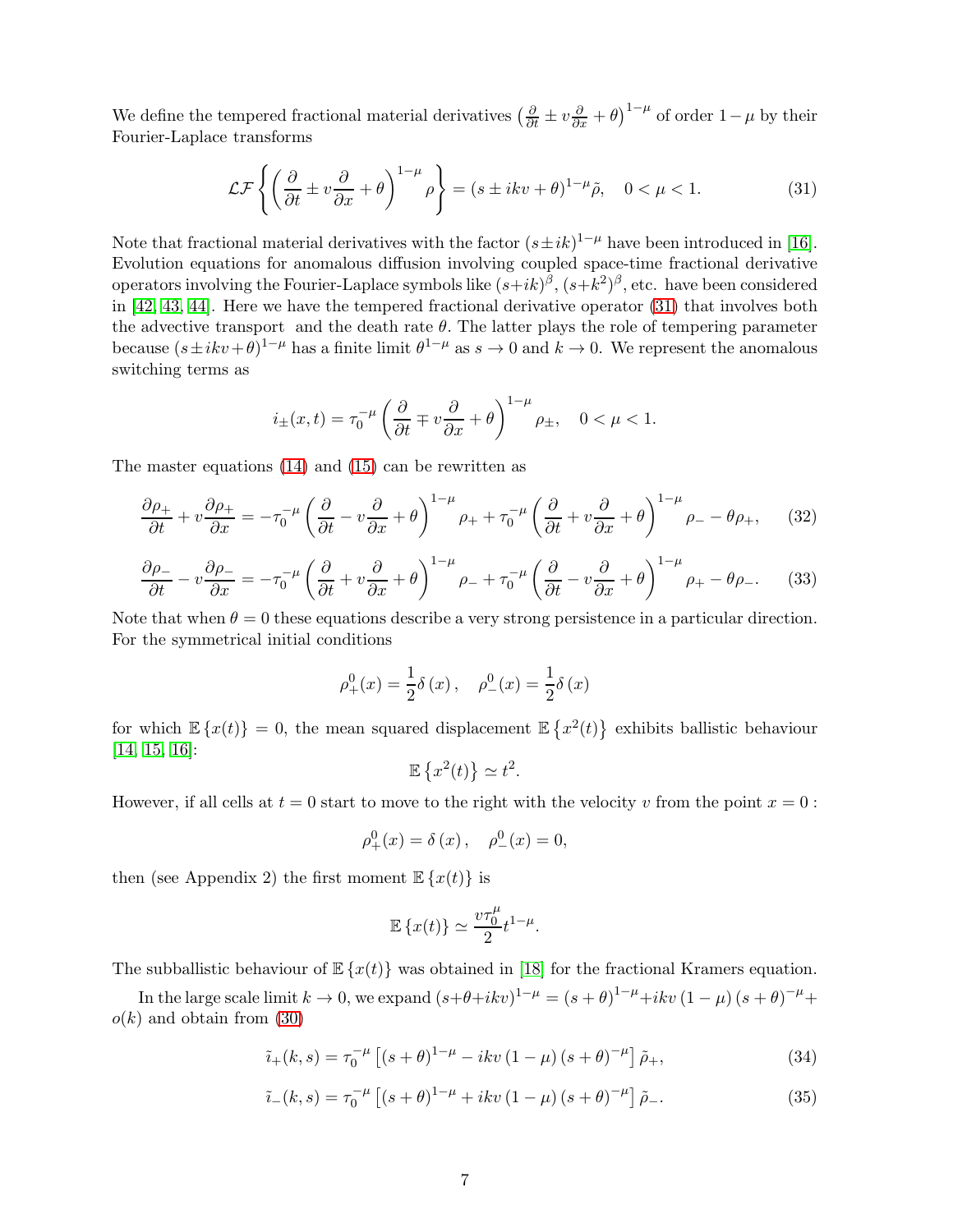We define the tempered fractional material derivatives $\left(\frac{\partial}{\partial t} \pm v\frac{\partial}{\partial x} + \theta\right)^{1-\mu}$ of order $1-\mu$ by their Fourier-Laplace transforms

$$\mathcal{LF}\left\{\left(\frac{\partial}{\partial t} \pm v\frac{\partial}{\partial x} + \theta\right)^{1-\mu} \rho\right\} = (s \pm ikv + \theta)^{1-\mu}\tilde{\rho}, \quad 0 < \mu < 1. \tag{31}$$

Note that fractional material derivatives with the factor $(s \pm ik)^{1-\mu}$ have been introduced in [16]. Evolution equations for anomalous diffusion involving coupled space-time fractional derivative operators involving the Fourier-Laplace symbols like $(s+ik)^{\beta}$, $(s+k^2)^{\beta}$, etc. have been considered in [42, 43, 44]. Here we have the tempered fractional derivative operator (31) that involves both the advective transport and the death rate $\theta$. The latter plays the role of tempering parameter because $(s \pm ikv + \theta)^{1-\mu}$ has a finite limit $\theta^{1-\mu}$ as $s \to 0$ and $k \to 0$. We represent the anomalous switching terms as

$$i_{\pm}(x,t) = \tau_0^{-\mu}\left(\frac{\partial}{\partial t} \mp v\frac{\partial}{\partial x} + \theta\right)^{1-\mu} \rho_{\pm}, \quad 0 < \mu < 1.$$

The master equations (14) and (15) can be rewritten as

$$\frac{\partial \rho_+}{\partial t} + v\frac{\partial \rho_+}{\partial x} = -\tau_0^{-\mu}\left(\frac{\partial}{\partial t} - v\frac{\partial}{\partial x} + \theta\right)^{1-\mu} \rho_+ + \tau_0^{-\mu}\left(\frac{\partial}{\partial t} + v\frac{\partial}{\partial x} + \theta\right)^{1-\mu} \rho_- - \theta\rho_+, \tag{32}$$

$$\frac{\partial \rho_-}{\partial t} - v\frac{\partial \rho_-}{\partial x} = -\tau_0^{-\mu}\left(\frac{\partial}{\partial t} + v\frac{\partial}{\partial x} + \theta\right)^{1-\mu} \rho_- + \tau_0^{-\mu}\left(\frac{\partial}{\partial t} - v\frac{\partial}{\partial x} + \theta\right)^{1-\mu} \rho_+ - \theta\rho_-. \tag{33}$$

Note that when $\theta = 0$ these equations describe a very strong persistence in a particular direction. For the symmetrical initial conditions

$$\rho_+^0(x) = \frac{1}{2}\delta(x), \quad \rho_-^0(x) = \frac{1}{2}\delta(x)$$

for which $\mathbb{E}\{x(t)\} = 0$, the mean squared displacement $\mathbb{E}\{x^2(t)\}$ exhibits ballistic behaviour [14, 15, 16]:

$$\mathbb{E}\{x^2(t)\} \simeq t^2.$$

However, if all cells at $t = 0$ start to move to the right with the velocity $v$ from the point $x = 0$ :

$$\rho_+^0(x) = \delta(x), \quad \rho_-^0(x) = 0,$$

then (see Appendix 2) the first moment $\mathbb{E}\{x(t)\}$ is

$$\mathbb{E}\{x(t)\} \simeq \frac{v\tau_0^{\mu}}{2}t^{1-\mu}.$$

The subballistic behaviour of $\mathbb{E}\{x(t)\}$ was obtained in [18] for the fractional Kramers equation.

In the large scale limit $k \to 0$, we expand $(s+\theta+ikv)^{1-\mu} = (s+\theta)^{1-\mu} + ikv(1-\mu)(s+\theta)^{-\mu} + o(k)$ and obtain from (30)

$$\tilde{i}_+(k,s) = \tau_0^{-\mu}\left[(s+\theta)^{1-\mu} - ikv(1-\mu)(s+\theta)^{-\mu}\right]\tilde{\rho}_+, \tag{34}$$

$$\tilde{i}_-(k,s) = \tau_0^{-\mu}\left[(s+\theta)^{1-\mu} + ikv(1-\mu)(s+\theta)^{-\mu}\right]\tilde{\rho}_-. \tag{35}$$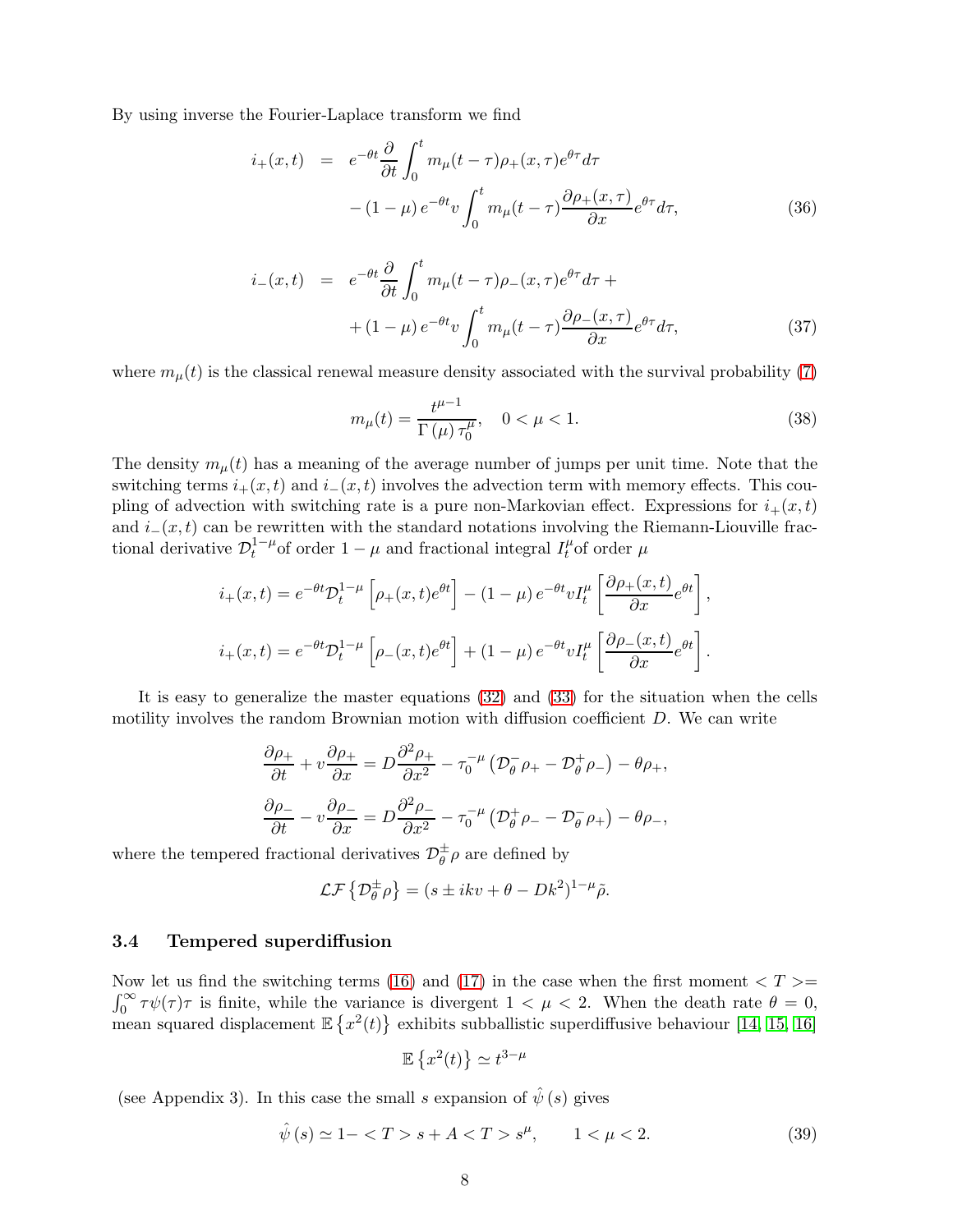By using inverse the Fourier-Laplace transform we find

$$
\begin{aligned}
i_+(x,t) &= e^{-\theta t}\frac{\partial}{\partial t}\int_0^t m_\mu(t-\tau)\rho_+(x,\tau)e^{\theta\tau}d\tau \\
&\quad -(1-\mu)\,e^{-\theta t}v\int_0^t m_\mu(t-\tau)\frac{\partial\rho_+(x,\tau)}{\partial x}e^{\theta\tau}d\tau,
\end{aligned}
\tag{36}
$$

$$
\begin{aligned}
i_-(x,t) &= e^{-\theta t}\frac{\partial}{\partial t}\int_0^t m_\mu(t-\tau)\rho_-(x,\tau)e^{\theta\tau}d\tau + \\
&\quad +(1-\mu)\,e^{-\theta t}v\int_0^t m_\mu(t-\tau)\frac{\partial\rho_-(x,\tau)}{\partial x}e^{\theta\tau}d\tau,
\end{aligned}
\tag{37}
$$

where $m_\mu(t)$ is the classical renewal measure density associated with the survival probability (7)

$$
m_\mu(t) = \frac{t^{\mu-1}}{\Gamma(\mu)\,\tau_0^\mu}, \quad 0<\mu<1. \tag{38}
$$

The density $m_\mu(t)$ has a meaning of the average number of jumps per unit time. Note that the switching terms $i_+(x,t)$ and $i_-(x,t)$ involves the advection term with memory effects. This coupling of advection with switching rate is a pure non-Markovian effect. Expressions for $i_+(x,t)$ and $i_-(x,t)$ can be rewritten with the standard notations involving the Riemann-Liouville fractional derivative $\mathcal{D}_t^{1-\mu}$of order $1-\mu$ and fractional integral $I_t^\mu$of order $\mu$

$$
i_+(x,t) = e^{-\theta t}\mathcal{D}_t^{1-\mu}\left[\rho_+(x,t)e^{\theta t}\right] - (1-\mu)\,e^{-\theta t}vI_t^\mu\left[\frac{\partial\rho_+(x,t)}{\partial x}e^{\theta t}\right],
$$

$$
i_+(x,t) = e^{-\theta t}\mathcal{D}_t^{1-\mu}\left[\rho_-(x,t)e^{\theta t}\right] + (1-\mu)\,e^{-\theta t}vI_t^\mu\left[\frac{\partial\rho_-(x,t)}{\partial x}e^{\theta t}\right].
$$

It is easy to generalize the master equations (32) and (33) for the situation when the cells motility involves the random Brownian motion with diffusion coefficient $D$. We can write

$$
\frac{\partial\rho_+}{\partial t} + v\frac{\partial\rho_+}{\partial x} = D\frac{\partial^2\rho_+}{\partial x^2} - \tau_0^{-\mu}\left(\mathcal{D}_\theta^-\rho_+ - \mathcal{D}_\theta^+\rho_-\right) - \theta\rho_+,
$$

$$
\frac{\partial\rho_-}{\partial t} - v\frac{\partial\rho_-}{\partial x} = D\frac{\partial^2\rho_-}{\partial x^2} - \tau_0^{-\mu}\left(\mathcal{D}_\theta^+\rho_- - \mathcal{D}_\theta^-\rho_+\right) - \theta\rho_-,
$$

where the tempered fractional derivatives $\mathcal{D}_\theta^\pm\rho$ are defined by

$$
\mathcal{LF}\left\{\mathcal{D}_\theta^\pm\rho\right\} = (s \pm ikv + \theta - Dk^2)^{1-\mu}\tilde{\rho}.
$$

### 3.4 Tempered superdiffusion

Now let us find the switching terms (16) and (17) in the case when the first moment $<T>= \int_0^\infty \tau\psi(\tau)\tau$ is finite, while the variance is divergent $1<\mu<2$. When the death rate $\theta=0$, mean squared displacement $\mathbb{E}\left\{x^2(t)\right\}$ exhibits subballistic superdiffusive behaviour [14, 15, 16]

$$
\mathbb{E}\left\{x^2(t)\right\} \simeq t^{3-\mu}
$$

(see Appendix 3). In this case the small $s$ expansion of $\hat{\psi}(s)$ gives

$$
\hat{\psi}(s) \simeq 1 - <T>s + A<T>s^\mu, \qquad 1<\mu<2. \tag{39}
$$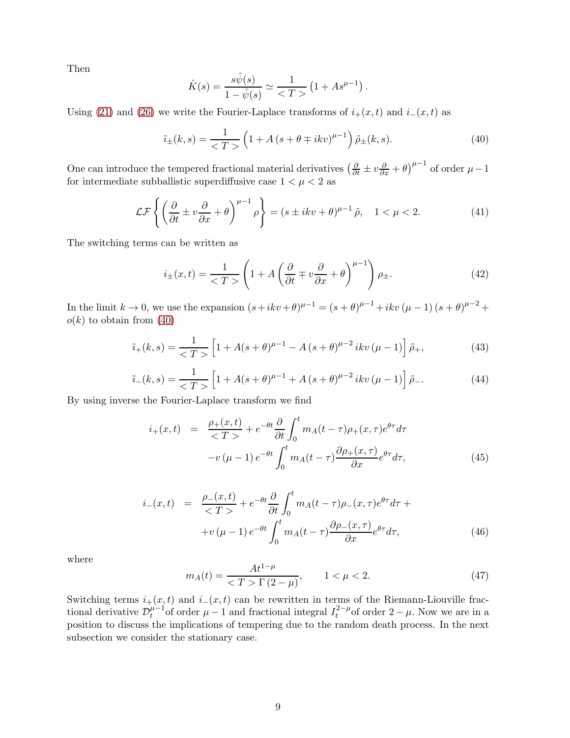Then

$$\hat{K}(s) = \frac{s\hat{\psi}(s)}{1-\hat{\psi}(s)} \simeq \frac{1}{<T>}\left(1 + As^{\mu-1}\right).$$

Using (21) and (26) we write the Fourier-Laplace transforms of $i_+(x,t)$ and $i_-(x,t)$ as

$$\tilde{\imath}_{\pm}(k,s) = \frac{1}{<T>}\left(1 + A\left(s+\theta \mp ikv\right)^{\mu-1}\right)\tilde{\rho}_{\pm}(k,s). \tag{40}$$

One can introduce the tempered fractional material derivatives $\left(\frac{\partial}{\partial t} \pm v\frac{\partial}{\partial x} + \theta\right)^{\mu-1}$ of order $\mu - 1$ for intermediate subballistic superdiffusive case $1 < \mu < 2$ as

$$\mathcal{LF}\left\{\left(\frac{\partial}{\partial t} \pm v\frac{\partial}{\partial x} + \theta\right)^{\mu-1}\rho\right\} = (s \pm ikv + \theta)^{\mu-1}\tilde{\rho}, \quad 1 < \mu < 2. \tag{41}$$

The switching terms can be written as

$$i_{\pm}(x,t) = \frac{1}{<T>}\left(1 + A\left(\frac{\partial}{\partial t} \mp v\frac{\partial}{\partial x} + \theta\right)^{\mu-1}\right)\rho_{\pm}. \tag{42}$$

In the limit $k \to 0$, we use the expansion $(s+ikv+\theta)^{\mu-1} = (s+\theta)^{\mu-1} + ikv\,(\mu-1)\,(s+\theta)^{\mu-2} + o(k)$ to obtain from (40)

$$\tilde{\imath}_{+}(k,s) = \frac{1}{<T>}\left[1 + A(s+\theta)^{\mu-1} - A\,(s+\theta)^{\mu-2}\,ikv\,(\mu-1)\right]\tilde{\rho}_{+}, \tag{43}$$

$$\tilde{\imath}_{-}(k,s) = \frac{1}{<T>}\left[1 + A(s+\theta)^{\mu-1} + A\,(s+\theta)^{\mu-2}\,ikv\,(\mu-1)\right]\tilde{\rho}_{-}. \tag{44}$$

By using inverse the Fourier-Laplace transform we find

$$\begin{aligned} i_{+}(x,t) &= \frac{\rho_{+}(x,t)}{<T>} + e^{-\theta t}\frac{\partial}{\partial t}\int_0^t m_A(t-\tau)\rho_{+}(x,\tau)e^{\theta\tau}d\tau \\ &\quad -v\,(\mu-1)\,e^{-\theta t}\int_0^t m_A(t-\tau)\frac{\partial\rho_{+}(x,\tau)}{\partial x}e^{\theta\tau}d\tau, \end{aligned} \tag{45}$$

$$\begin{aligned} i_{-}(x,t) &= \frac{\rho_{-}(x,t)}{<T>} + e^{-\theta t}\frac{\partial}{\partial t}\int_0^t m_A(t-\tau)\rho_{-}(x,\tau)e^{\theta\tau}d\tau + \\ &\quad +v\,(\mu-1)\,e^{-\theta t}\int_0^t m_A(t-\tau)\frac{\partial\rho_{-}(x,\tau)}{\partial x}e^{\theta\tau}d\tau, \end{aligned} \tag{46}$$

where

$$m_A(t) = \frac{At^{1-\mu}}{<T>\Gamma(2-\mu)}, \qquad 1 < \mu < 2. \tag{47}$$

Switching terms $i_+(x,t)$ and $i_-(x,t)$ can be rewritten in terms of the Riemann-Liouville fractional derivative $\mathcal{D}_t^{\mu-1}$of order $\mu - 1$ and fractional integral $I_t^{2-\mu}$of order $2 - \mu$. Now we are in a position to discuss the implications of tempering due to the random death process. In the next subsection we consider the stationary case.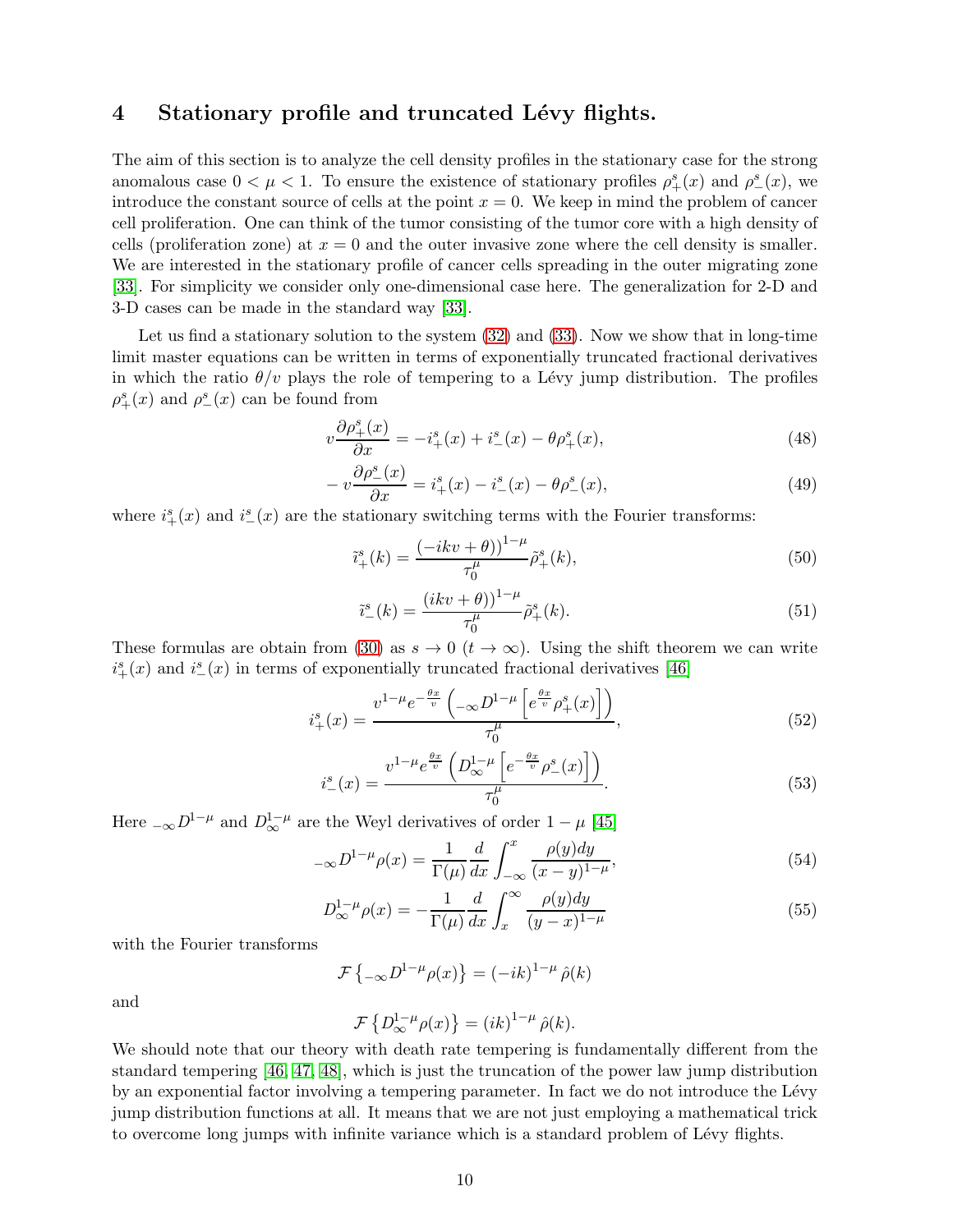# 4 Stationary profile and truncated Lévy flights.

The aim of this section is to analyze the cell density profiles in the stationary case for the strong anomalous case $0 < \mu < 1$. To ensure the existence of stationary profiles $\rho_+^s(x)$ and $\rho_-^s(x)$, we introduce the constant source of cells at the point $x = 0$. We keep in mind the problem of cancer cell proliferation. One can think of the tumor consisting of the tumor core with a high density of cells (proliferation zone) at $x = 0$ and the outer invasive zone where the cell density is smaller. We are interested in the stationary profile of cancer cells spreading in the outer migrating zone [33]. For simplicity we consider only one-dimensional case here. The generalization for 2-D and 3-D cases can be made in the standard way [33].

Let us find a stationary solution to the system (32) and (33). Now we show that in long-time limit master equations can be written in terms of exponentially truncated fractional derivatives in which the ratio $\theta/v$ plays the role of tempering to a Lévy jump distribution. The profiles $\rho_+^s(x)$ and $\rho_-^s(x)$ can be found from

$$v\frac{\partial \rho_+^s(x)}{\partial x} = -i_+^s(x) + i_-^s(x) - \theta\rho_+^s(x), \tag{48}$$

$$-v\frac{\partial \rho_-^s(x)}{\partial x} = i_+^s(x) - i_-^s(x) - \theta\rho_-^s(x), \tag{49}$$

where $i_+^s(x)$ and $i_-^s(x)$ are the stationary switching terms with the Fourier transforms:

$$\tilde{i}_+^s(k) = \frac{(-ikv+\theta))^{1-\mu}}{\tau_0^\mu}\tilde{\rho}_+^s(k), \tag{50}$$

$$\tilde{i}_-^s(k) = \frac{(ikv+\theta))^{1-\mu}}{\tau_0^\mu}\tilde{\rho}_+^s(k). \tag{51}$$

These formulas are obtain from (30) as $s \to 0$ $(t \to \infty)$. Using the shift theorem we can write $i_+^s(x)$ and $i_-^s(x)$ in terms of exponentially truncated fractional derivatives [46]

$$i_+^s(x) = \frac{v^{1-\mu}e^{-\frac{\theta x}{v}}\left({}_{-\infty}D^{1-\mu}\left[e^{\frac{\theta x}{v}}\rho_+^s(x)\right]\right)}{\tau_0^\mu}, \tag{52}$$

$$i_-^s(x) = \frac{v^{1-\mu}e^{\frac{\theta x}{v}}\left(D_\infty^{1-\mu}\left[e^{-\frac{\theta x}{v}}\rho_-^s(x)\right]\right)}{\tau_0^\mu}. \tag{53}$$

Here ${}_{-\infty}D^{1-\mu}$ and $D_\infty^{1-\mu}$ are the Weyl derivatives of order $1-\mu$ [45]

$${}_{-\infty}D^{1-\mu}\rho(x) = \frac{1}{\Gamma(\mu)}\frac{d}{dx}\int_{-\infty}^{x}\frac{\rho(y)dy}{(x-y)^{1-\mu}}, \tag{54}$$

$$D_\infty^{1-\mu}\rho(x) = -\frac{1}{\Gamma(\mu)}\frac{d}{dx}\int_{x}^{\infty}\frac{\rho(y)dy}{(y-x)^{1-\mu}} \tag{55}$$

with the Fourier transforms

$$\mathcal{F}\left\{{}_{-\infty}D^{1-\mu}\rho(x)\right\} = (-ik)^{1-\mu}\hat{\rho}(k)$$

and

$$\mathcal{F}\left\{D_\infty^{1-\mu}\rho(x)\right\} = (ik)^{1-\mu}\hat{\rho}(k).$$

We should note that our theory with death rate tempering is fundamentally different from the standard tempering [46, 47, 48], which is just the truncation of the power law jump distribution by an exponential factor involving a tempering parameter. In fact we do not introduce the Lévy jump distribution functions at all. It means that we are not just employing a mathematical trick to overcome long jumps with infinite variance which is a standard problem of Lévy flights.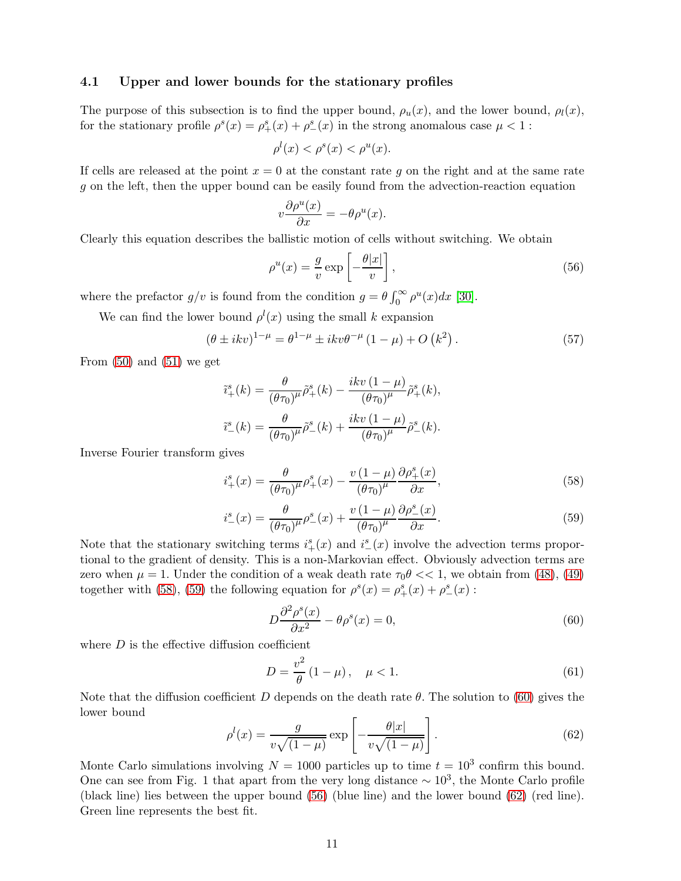### 4.1 Upper and lower bounds for the stationary profiles

The purpose of this subsection is to find the upper bound, $\rho_u(x)$, and the lower bound, $\rho_l(x)$, for the stationary profile $\rho^s(x) = \rho^s_+(x) + \rho^s_-(x)$ in the strong anomalous case $\mu < 1$ :

$$\rho^l(x) < \rho^s(x) < \rho^u(x).$$

If cells are released at the point $x = 0$ at the constant rate $g$ on the right and at the same rate $g$ on the left, then the upper bound can be easily found from the advection-reaction equation

$$v\frac{\partial \rho^u(x)}{\partial x} = -\theta \rho^u(x).$$

Clearly this equation describes the ballistic motion of cells without switching. We obtain

$$\rho^u(x) = \frac{g}{v}\exp\left[-\frac{\theta |x|}{v}\right], \tag{56}$$

where the prefactor $g/v$ is found from the condition $g = \theta \int_0^\infty \rho^u(x)dx$ [30].

We can find the lower bound $\rho^l(x)$ using the small $k$ expansion

$$(\theta \pm ikv)^{1-\mu} = \theta^{1-\mu} \pm ikv\theta^{-\mu}(1-\mu) + O\left(k^2\right). \tag{57}$$

From (50) and (51) we get

$$\tilde{i}^s_+(k) = \frac{\theta}{(\theta\tau_0)^\mu}\tilde{\rho}^s_+(k) - \frac{ikv(1-\mu)}{(\theta\tau_0)^\mu}\tilde{\rho}^s_+(k),$$

$$\tilde{i}^s_-(k) = \frac{\theta}{(\theta\tau_0)^\mu}\tilde{\rho}^s_-(k) + \frac{ikv(1-\mu)}{(\theta\tau_0)^\mu}\tilde{\rho}^s_-(k).$$

Inverse Fourier transform gives

$$i^s_+(x) = \frac{\theta}{(\theta\tau_0)^\mu}\rho^s_+(x) - \frac{v(1-\mu)}{(\theta\tau_0)^\mu}\frac{\partial \rho^s_+(x)}{\partial x}, \tag{58}$$

$$i^s_-(x) = \frac{\theta}{(\theta\tau_0)^\mu}\rho^s_-(x) + \frac{v(1-\mu)}{(\theta\tau_0)^\mu}\frac{\partial \rho^s_-(x)}{\partial x}. \tag{59}$$

Note that the stationary switching terms $i^s_+(x)$ and $i^s_-(x)$ involve the advection terms proportional to the gradient of density. This is a non-Markovian effect. Obviously advection terms are zero when $\mu = 1$. Under the condition of a weak death rate $\tau_0\theta << 1$, we obtain from (48), (49) together with (58), (59) the following equation for $\rho^s(x) = \rho^s_+(x) + \rho^s_-(x)$ :

$$D\frac{\partial^2 \rho^s(x)}{\partial x^2} - \theta\rho^s(x) = 0, \tag{60}$$

where $D$ is the effective diffusion coefficient

$$D = \frac{v^2}{\theta}(1-\mu), \quad \mu < 1. \tag{61}$$

Note that the diffusion coefficient $D$ depends on the death rate $\theta$. The solution to (60) gives the lower bound

$$\rho^l(x) = \frac{g}{v\sqrt{(1-\mu)}}\exp\left[-\frac{\theta|x|}{v\sqrt{(1-\mu)}}\right]. \tag{62}$$

Monte Carlo simulations involving $N = 1000$ particles up to time $t = 10^3$ confirm this bound. One can see from Fig. 1 that apart from the very long distance $\sim 10^3$, the Monte Carlo profile (black line) lies between the upper bound (56) (blue line) and the lower bound (62) (red line). Green line represents the best fit.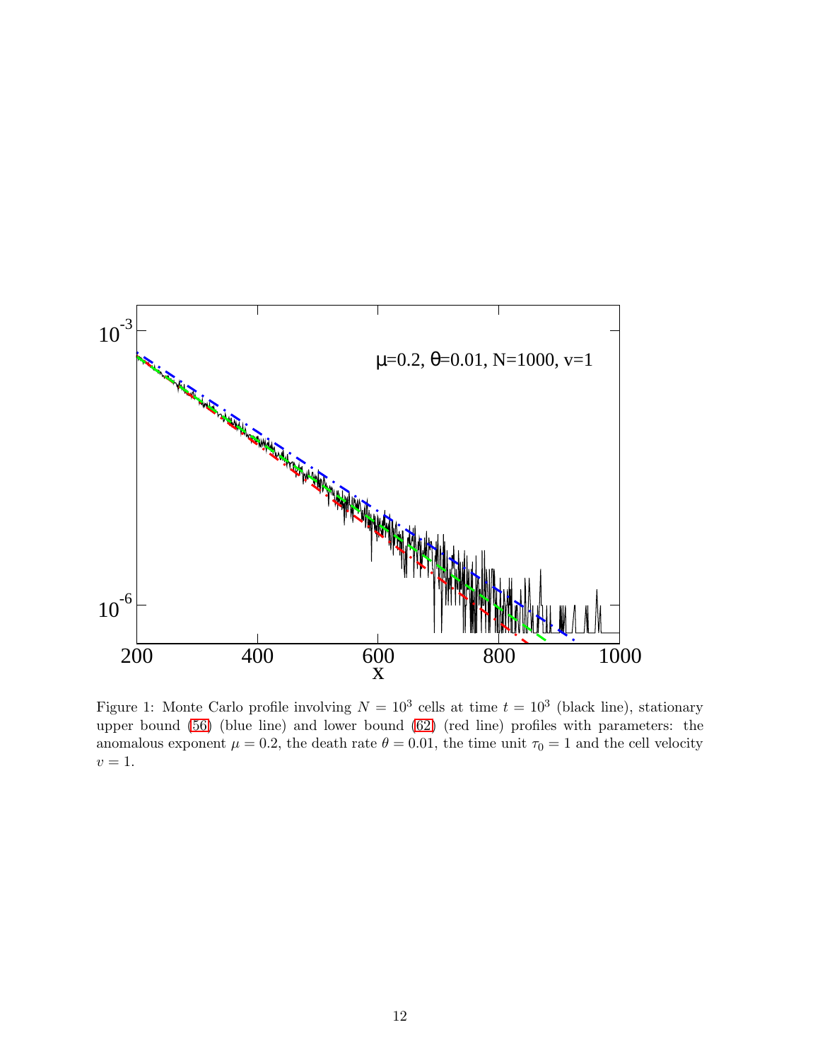Figure 1: Monte Carlo profile involving $N = 10^3$ cells at time $t = 10^3$ (black line), stationary upper bound (56) (blue line) and lower bound (62) (red line) profiles with parameters: the anomalous exponent $\mu = 0.2$, the death rate $\theta = 0.01$, the time unit $\tau_0 = 1$ and the cell velocity $v = 1$.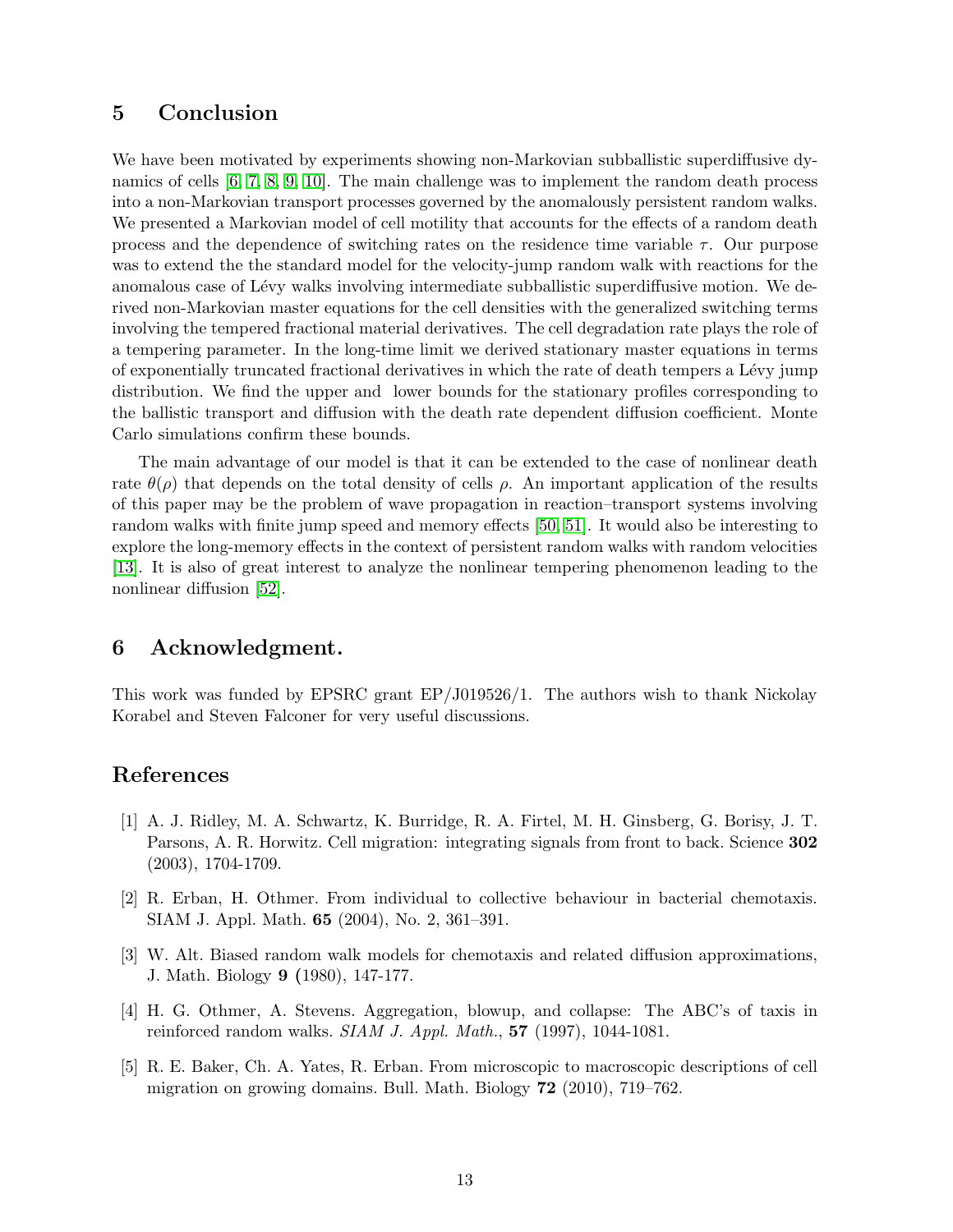## 5 Conclusion

We have been motivated by experiments showing non-Markovian subballistic superdiffusive dynamics of cells [6, 7, 8, 9, 10]. The main challenge was to implement the random death process into a non-Markovian transport processes governed by the anomalously persistent random walks. We presented a Markovian model of cell motility that accounts for the effects of a random death process and the dependence of switching rates on the residence time variable $\tau$. Our purpose was to extend the the standard model for the velocity-jump random walk with reactions for the anomalous case of Lévy walks involving intermediate subballistic superdiffusive motion. We derived non-Markovian master equations for the cell densities with the generalized switching terms involving the tempered fractional material derivatives. The cell degradation rate plays the role of a tempering parameter. In the long-time limit we derived stationary master equations in terms of exponentially truncated fractional derivatives in which the rate of death tempers a Lévy jump distribution. We find the upper and lower bounds for the stationary profiles corresponding to the ballistic transport and diffusion with the death rate dependent diffusion coefficient. Monte Carlo simulations confirm these bounds.

The main advantage of our model is that it can be extended to the case of nonlinear death rate $\theta(\rho)$ that depends on the total density of cells $\rho$. An important application of the results of this paper may be the problem of wave propagation in reaction–transport systems involving random walks with finite jump speed and memory effects [50, 51]. It would also be interesting to explore the long-memory effects in the context of persistent random walks with random velocities [13]. It is also of great interest to analyze the nonlinear tempering phenomenon leading to the nonlinear diffusion [52].

## 6 Acknowledgment.

This work was funded by EPSRC grant EP/J019526/1. The authors wish to thank Nickolay Korabel and Steven Falconer for very useful discussions.

## References

[1] A. J. Ridley, M. A. Schwartz, K. Burridge, R. A. Firtel, M. H. Ginsberg, G. Borisy, J. T. Parsons, A. R. Horwitz. Cell migration: integrating signals from front to back. Science **302** (2003), 1704-1709.

[2] R. Erban, H. Othmer. From individual to collective behaviour in bacterial chemotaxis. SIAM J. Appl. Math. **65** (2004), No. 2, 361–391.

[3] W. Alt. Biased random walk models for chemotaxis and related diffusion approximations, J. Math. Biology **9** (1980), 147-177.

[4] H. G. Othmer, A. Stevens. Aggregation, blowup, and collapse: The ABC's of taxis in reinforced random walks. *SIAM J. Appl. Math.*, **57** (1997), 1044-1081.

[5] R. E. Baker, Ch. A. Yates, R. Erban. From microscopic to macroscopic descriptions of cell migration on growing domains. Bull. Math. Biology **72** (2010), 719–762.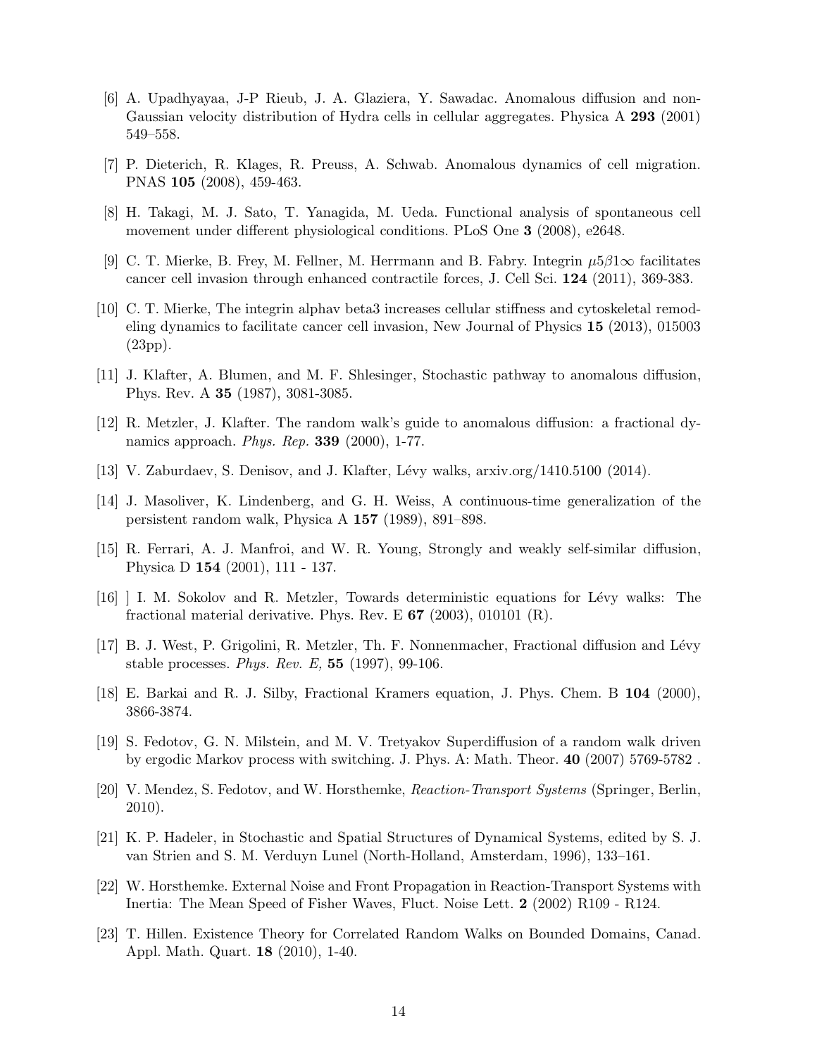[6] A. Upadhyayaa, J-P Rieub, J. A. Glaziera, Y. Sawadac. Anomalous diffusion and non-Gaussian velocity distribution of Hydra cells in cellular aggregates. Physica A **293** (2001) 549–558.

[7] P. Dieterich, R. Klages, R. Preuss, A. Schwab. Anomalous dynamics of cell migration. PNAS **105** (2008), 459-463.

[8] H. Takagi, M. J. Sato, T. Yanagida, M. Ueda. Functional analysis of spontaneous cell movement under different physiological conditions. PLoS One **3** (2008), e2648.

[9] C. T. Mierke, B. Frey, M. Fellner, M. Herrmann and B. Fabry. Integrin $\mu 5\beta 1\infty$ facilitates cancer cell invasion through enhanced contractile forces, J. Cell Sci. **124** (2011), 369-383.

[10] C. T. Mierke, The integrin alphav beta3 increases cellular stiffness and cytoskeletal remodeling dynamics to facilitate cancer cell invasion, New Journal of Physics **15** (2013), 015003 (23pp).

[11] J. Klafter, A. Blumen, and M. F. Shlesinger, Stochastic pathway to anomalous diffusion, Phys. Rev. A **35** (1987), 3081-3085.

[12] R. Metzler, J. Klafter. The random walk's guide to anomalous diffusion: a fractional dynamics approach. *Phys. Rep.* **339** (2000), 1-77.

[13] V. Zaburdaev, S. Denisov, and J. Klafter, Lévy walks, arxiv.org/1410.5100 (2014).

[14] J. Masoliver, K. Lindenberg, and G. H. Weiss, A continuous-time generalization of the persistent random walk, Physica A **157** (1989), 891–898.

[15] R. Ferrari, A. J. Manfroi, and W. R. Young, Strongly and weakly self-similar diffusion, Physica D **154** (2001), 111 - 137.

[16] ] I. M. Sokolov and R. Metzler, Towards deterministic equations for Lévy walks: The fractional material derivative. Phys. Rev. E **67** (2003), 010101 (R).

[17] B. J. West, P. Grigolini, R. Metzler, Th. F. Nonnenmacher, Fractional diffusion and Lévy stable processes. *Phys. Rev. E,* **55** (1997), 99-106.

[18] E. Barkai and R. J. Silby, Fractional Kramers equation, J. Phys. Chem. B **104** (2000), 3866-3874.

[19] S. Fedotov, G. N. Milstein, and M. V. Tretyakov Superdiffusion of a random walk driven by ergodic Markov process with switching. J. Phys. A: Math. Theor. **40** (2007) 5769-5782 .

[20] V. Mendez, S. Fedotov, and W. Horsthemke, *Reaction-Transport Systems* (Springer, Berlin, 2010).

[21] K. P. Hadeler, in Stochastic and Spatial Structures of Dynamical Systems, edited by S. J. van Strien and S. M. Verduyn Lunel (North-Holland, Amsterdam, 1996), 133–161.

[22] W. Horsthemke. External Noise and Front Propagation in Reaction-Transport Systems with Inertia: The Mean Speed of Fisher Waves, Fluct. Noise Lett. **2** (2002) R109 - R124.

[23] T. Hillen. Existence Theory for Correlated Random Walks on Bounded Domains, Canad. Appl. Math. Quart. **18** (2010), 1-40.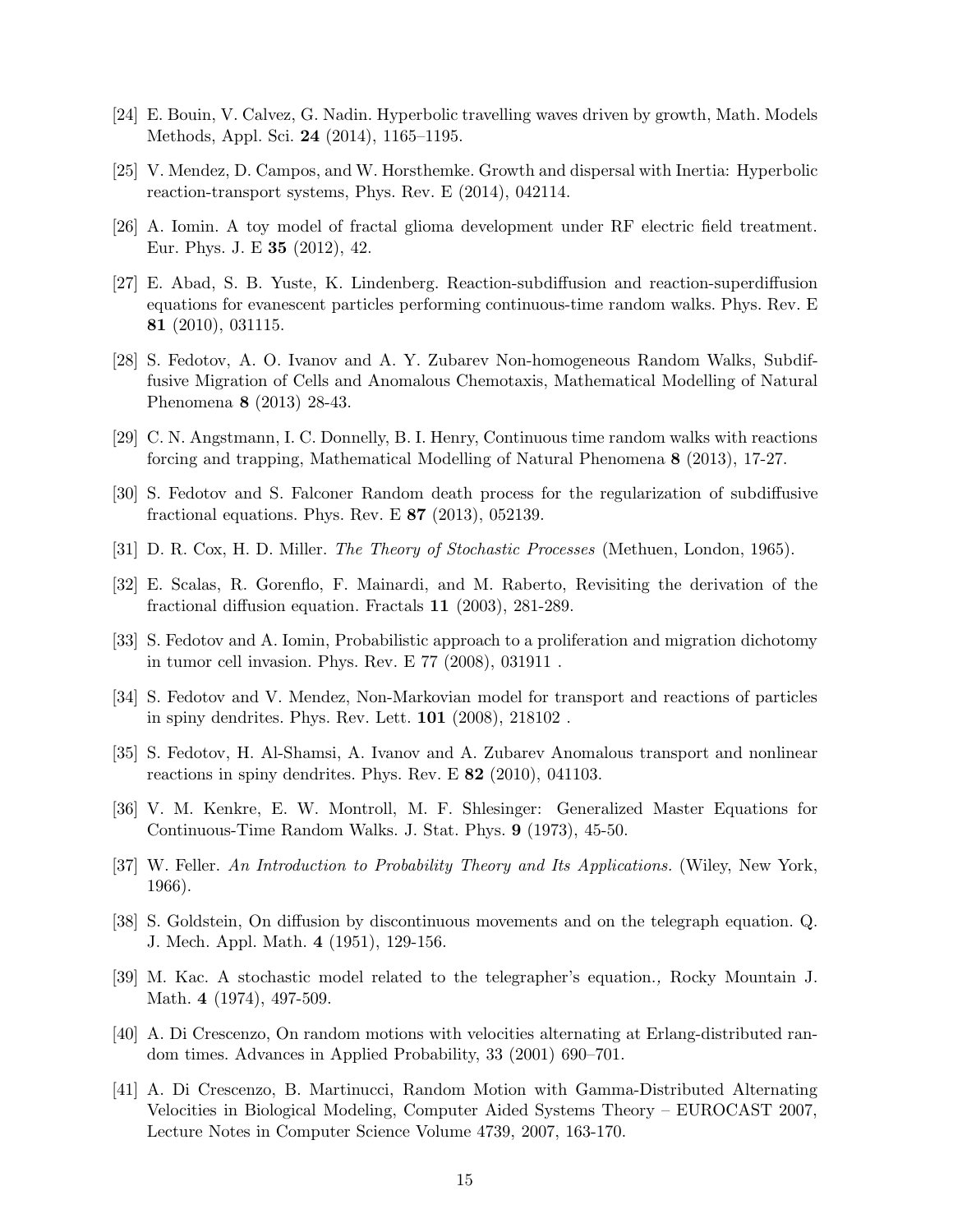[24] E. Bouin, V. Calvez, G. Nadin. Hyperbolic travelling waves driven by growth, Math. Models Methods, Appl. Sci. **24** (2014), 1165–1195.

[25] V. Mendez, D. Campos, and W. Horsthemke. Growth and dispersal with Inertia: Hyperbolic reaction-transport systems, Phys. Rev. E (2014), 042114.

[26] A. Iomin. A toy model of fractal glioma development under RF electric field treatment. Eur. Phys. J. E **35** (2012), 42.

[27] E. Abad, S. B. Yuste, K. Lindenberg. Reaction-subdiffusion and reaction-superdiffusion equations for evanescent particles performing continuous-time random walks. Phys. Rev. E **81** (2010), 031115.

[28] S. Fedotov, A. O. Ivanov and A. Y. Zubarev Non-homogeneous Random Walks, Subdiffusive Migration of Cells and Anomalous Chemotaxis, Mathematical Modelling of Natural Phenomena **8** (2013) 28-43.

[29] C. N. Angstmann, I. C. Donnelly, B. I. Henry, Continuous time random walks with reactions forcing and trapping, Mathematical Modelling of Natural Phenomena **8** (2013), 17-27.

[30] S. Fedotov and S. Falconer Random death process for the regularization of subdiffusive fractional equations. Phys. Rev. E **87** (2013), 052139.

[31] D. R. Cox, H. D. Miller. *The Theory of Stochastic Processes* (Methuen, London, 1965).

[32] E. Scalas, R. Gorenflo, F. Mainardi, and M. Raberto, Revisiting the derivation of the fractional diffusion equation. Fractals **11** (2003), 281-289.

[33] S. Fedotov and A. Iomin, Probabilistic approach to a proliferation and migration dichotomy in tumor cell invasion. Phys. Rev. E 77 (2008), 031911 .

[34] S. Fedotov and V. Mendez, Non-Markovian model for transport and reactions of particles in spiny dendrites. Phys. Rev. Lett. **101** (2008), 218102 .

[35] S. Fedotov, H. Al-Shamsi, A. Ivanov and A. Zubarev Anomalous transport and nonlinear reactions in spiny dendrites. Phys. Rev. E **82** (2010), 041103.

[36] V. M. Kenkre, E. W. Montroll, M. F. Shlesinger: Generalized Master Equations for Continuous-Time Random Walks. J. Stat. Phys. **9** (1973), 45-50.

[37] W. Feller. *An Introduction to Probability Theory and Its Applications.* (Wiley, New York, 1966).

[38] S. Goldstein, On diffusion by discontinuous movements and on the telegraph equation. Q. J. Mech. Appl. Math. **4** (1951), 129-156.

[39] M. Kac. A stochastic model related to the telegrapher's equation., Rocky Mountain J. Math. **4** (1974), 497-509.

[40] A. Di Crescenzo, On random motions with velocities alternating at Erlang-distributed random times. Advances in Applied Probability, 33 (2001) 690–701.

[41] A. Di Crescenzo, B. Martinucci, Random Motion with Gamma-Distributed Alternating Velocities in Biological Modeling, Computer Aided Systems Theory – EUROCAST 2007, Lecture Notes in Computer Science Volume 4739, 2007, 163-170.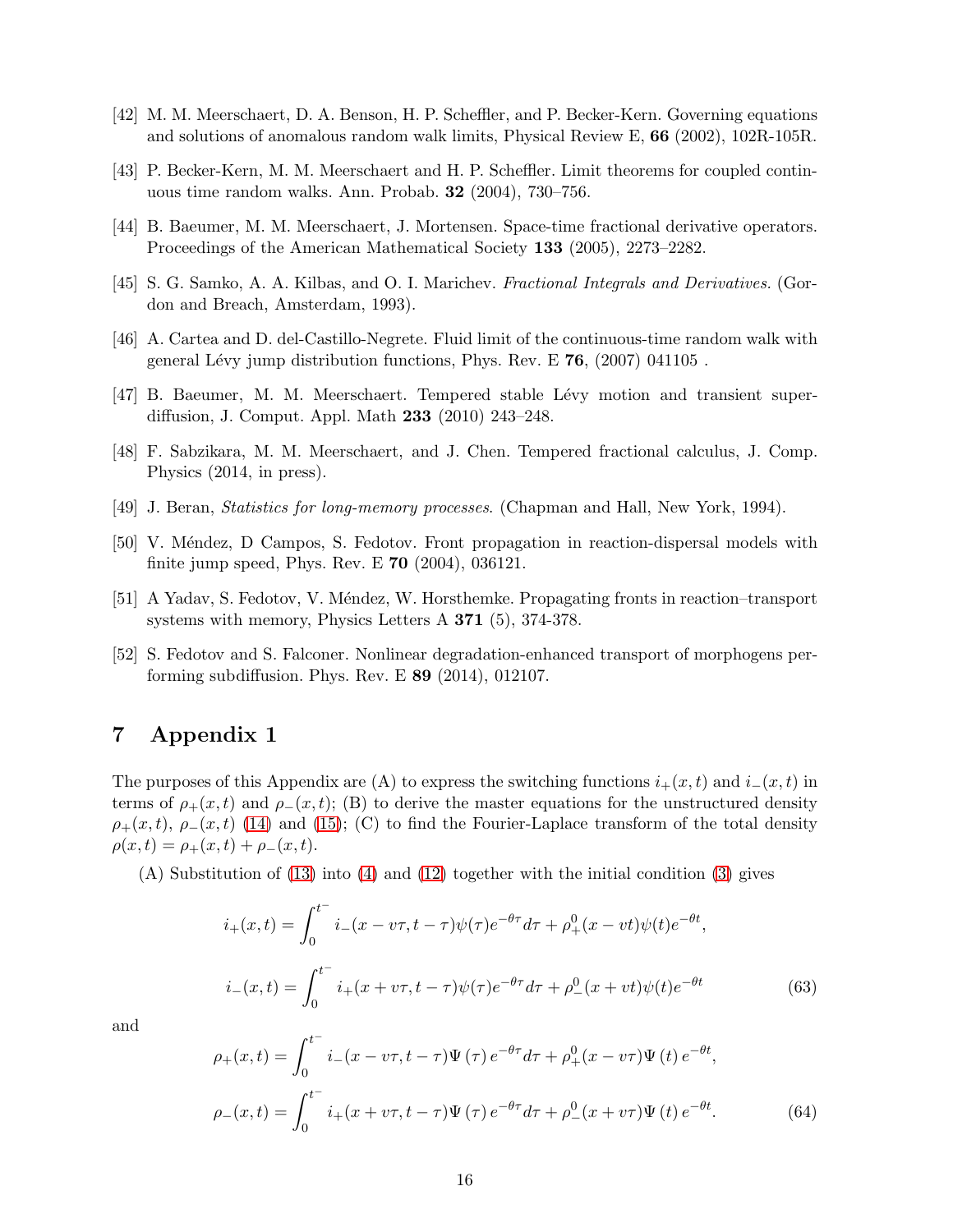[42] M. M. Meerschaert, D. A. Benson, H. P. Scheffler, and P. Becker-Kern. Governing equations and solutions of anomalous random walk limits, Physical Review E, **66** (2002), 102R-105R.

[43] P. Becker-Kern, M. M. Meerschaert and H. P. Scheffler. Limit theorems for coupled continuous time random walks. Ann. Probab. **32** (2004), 730–756.

[44] B. Baeumer, M. M. Meerschaert, J. Mortensen. Space-time fractional derivative operators. Proceedings of the American Mathematical Society **133** (2005), 2273–2282.

[45] S. G. Samko, A. A. Kilbas, and O. I. Marichev. *Fractional Integrals and Derivatives.* (Gordon and Breach, Amsterdam, 1993).

[46] A. Cartea and D. del-Castillo-Negrete. Fluid limit of the continuous-time random walk with general Lévy jump distribution functions, Phys. Rev. E **76**, (2007) 041105 .

[47] B. Baeumer, M. M. Meerschaert. Tempered stable Lévy motion and transient superdiffusion, J. Comput. Appl. Math **233** (2010) 243–248.

[48] F. Sabzikara, M. M. Meerschaert, and J. Chen. Tempered fractional calculus, J. Comp. Physics (2014, in press).

[49] J. Beran, *Statistics for long-memory processes*. (Chapman and Hall, New York, 1994).

[50] V. Méndez, D Campos, S. Fedotov. Front propagation in reaction-dispersal models with finite jump speed, Phys. Rev. E **70** (2004), 036121.

[51] A Yadav, S. Fedotov, V. Méndez, W. Horsthemke. Propagating fronts in reaction–transport systems with memory, Physics Letters A **371** (5), 374-378.

[52] S. Fedotov and S. Falconer. Nonlinear degradation-enhanced transport of morphogens performing subdiffusion. Phys. Rev. E **89** (2014), 012107.

# 7 Appendix 1

The purposes of this Appendix are (A) to express the switching functions $i_+(x,t)$ and $i_-(x,t)$ in terms of $\rho_+(x,t)$ and $\rho_-(x,t)$; (B) to derive the master equations for the unstructured density $\rho_+(x,t)$, $\rho_-(x,t)$ (14) and (15); (C) to find the Fourier-Laplace transform of the total density $\rho(x,t) = \rho_+(x,t) + \rho_-(x,t)$.

(A) Substitution of (13) into (4) and (12) together with the initial condition (3) gives

$$
\begin{aligned}
i_+(x,t) &= \int_0^{t^-} i_-(x - v\tau, t-\tau)\psi(\tau)e^{-\theta\tau}d\tau + \rho_+^0(x - vt)\psi(t)e^{-\theta t}, \\
i_-(x,t) &= \int_0^{t^-} i_+(x + v\tau, t-\tau)\psi(\tau)e^{-\theta\tau}d\tau + \rho_-^0(x + vt)\psi(t)e^{-\theta t}
\end{aligned}
\tag{63}
$$

and

$$
\begin{aligned}
\rho_+(x,t) &= \int_0^{t^-} i_-(x - v\tau, t-\tau)\Psi\left(\tau\right)e^{-\theta\tau}d\tau + \rho_+^0(x - v\tau)\Psi\left(t\right)e^{-\theta t}, \\
\rho_-(x,t) &= \int_0^{t^-} i_+(x + v\tau, t-\tau)\Psi\left(\tau\right)e^{-\theta\tau}d\tau + \rho_-^0(x + v\tau)\Psi\left(t\right)e^{-\theta t}.
\end{aligned}
\tag{64}
$$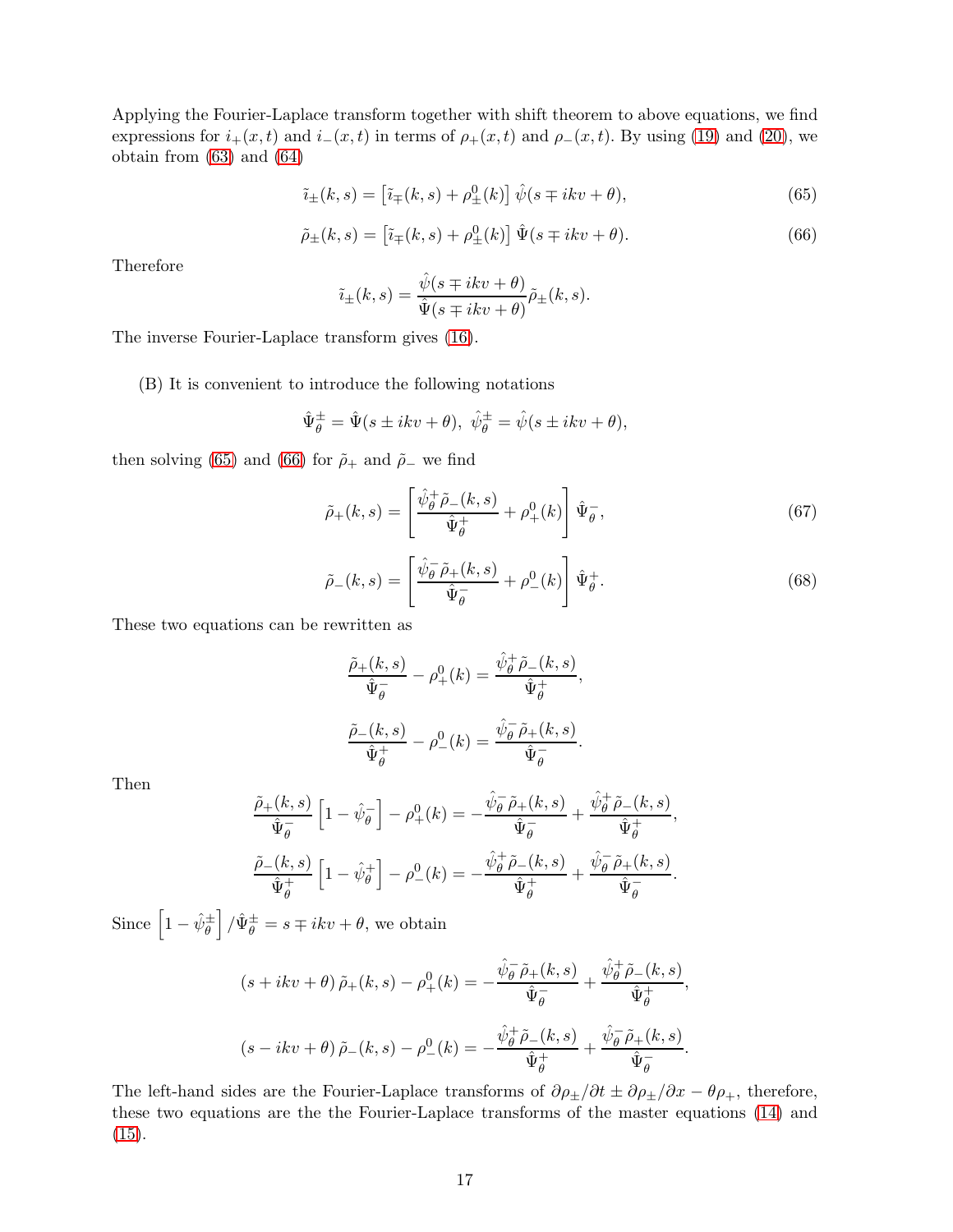Applying the Fourier-Laplace transform together with shift theorem to above equations, we find expressions for $i_+(x,t)$ and $i_-(x,t)$ in terms of $\rho_+(x,t)$ and $\rho_-(x,t)$. By using (19) and (20), we obtain from (63) and (64)

$$\tilde{\imath}_\pm(k,s) = \left[\tilde{\imath}_\mp(k,s) + \rho^0_\pm(k)\right] \hat{\psi}(s \mp ikv + \theta), \tag{65}$$

$$\tilde{\rho}_\pm(k,s) = \left[\tilde{\imath}_\mp(k,s) + \rho^0_\pm(k)\right] \hat{\Psi}(s \mp ikv + \theta). \tag{66}$$

Therefore

$$\tilde{\imath}_\pm(k,s) = \frac{\hat{\psi}(s \mp ikv + \theta)}{\hat{\Psi}(s \mp ikv + \theta)} \tilde{\rho}_\pm(k,s).$$

The inverse Fourier-Laplace transform gives (16).

(B) It is convenient to introduce the following notations

$$\hat{\Psi}^\pm_\theta = \hat{\Psi}(s \pm ikv + \theta), \ \hat{\psi}^\pm_\theta = \hat{\psi}(s \pm ikv + \theta),$$

then solving (65) and (66) for $\tilde{\rho}_+$ and $\tilde{\rho}_-$ we find

$$\tilde{\rho}_+(k,s) = \left[\frac{\hat{\psi}^+_\theta \tilde{\rho}_-(k,s)}{\hat{\Psi}^+_\theta} + \rho^0_+(k)\right] \hat{\Psi}^-_\theta, \tag{67}$$

$$\tilde{\rho}_-(k,s) = \left[\frac{\hat{\psi}^-_\theta \tilde{\rho}_+(k,s)}{\hat{\Psi}^-_\theta} + \rho^0_-(k)\right] \hat{\Psi}^+_\theta. \tag{68}$$

These two equations can be rewritten as

$$\frac{\tilde{\rho}_+(k,s)}{\hat{\Psi}^-_\theta} - \rho^0_+(k) = \frac{\hat{\psi}^+_\theta \tilde{\rho}_-(k,s)}{\hat{\Psi}^+_\theta},$$

$$\frac{\tilde{\rho}_-(k,s)}{\hat{\Psi}^+_\theta} - \rho^0_-(k) = \frac{\hat{\psi}^-_\theta \tilde{\rho}_+(k,s)}{\hat{\Psi}^-_\theta}.$$

Then

$$\frac{\tilde{\rho}_+(k,s)}{\hat{\Psi}^-_\theta}\left[1 - \hat{\psi}^-_\theta\right] - \rho^0_+(k) = -\frac{\hat{\psi}^-_\theta \tilde{\rho}_+(k,s)}{\hat{\Psi}^-_\theta} + \frac{\hat{\psi}^+_\theta \tilde{\rho}_-(k,s)}{\hat{\Psi}^+_\theta},$$

$$\frac{\tilde{\rho}_-(k,s)}{\hat{\Psi}^+_\theta}\left[1 - \hat{\psi}^+_\theta\right] - \rho^0_-(k) = -\frac{\hat{\psi}^+_\theta \tilde{\rho}_-(k,s)}{\hat{\Psi}^+_\theta} + \frac{\hat{\psi}^-_\theta \tilde{\rho}_+(k,s)}{\hat{\Psi}^-_\theta}.$$

Since $\left[1 - \hat{\psi}^\pm_\theta\right]/\hat{\Psi}^\pm_\theta = s \mp ikv + \theta$, we obtain

$$(s + ikv + \theta)\,\tilde{\rho}_+(k,s) - \rho^0_+(k) = -\frac{\hat{\psi}^-_\theta \tilde{\rho}_+(k,s)}{\hat{\Psi}^-_\theta} + \frac{\hat{\psi}^+_\theta \tilde{\rho}_-(k,s)}{\hat{\Psi}^+_\theta},$$

$$(s - ikv + \theta)\,\tilde{\rho}_-(k,s) - \rho^0_-(k) = -\frac{\hat{\psi}^+_\theta \tilde{\rho}_-(k,s)}{\hat{\Psi}^+_\theta} + \frac{\hat{\psi}^-_\theta \tilde{\rho}_+(k,s)}{\hat{\Psi}^-_\theta}.$$

The left-hand sides are the Fourier-Laplace transforms of $\partial\rho_\pm/\partial t \pm \partial\rho_\pm/\partial x - \theta\rho_+$, therefore, these two equations are the the Fourier-Laplace transforms of the master equations (14) and (15).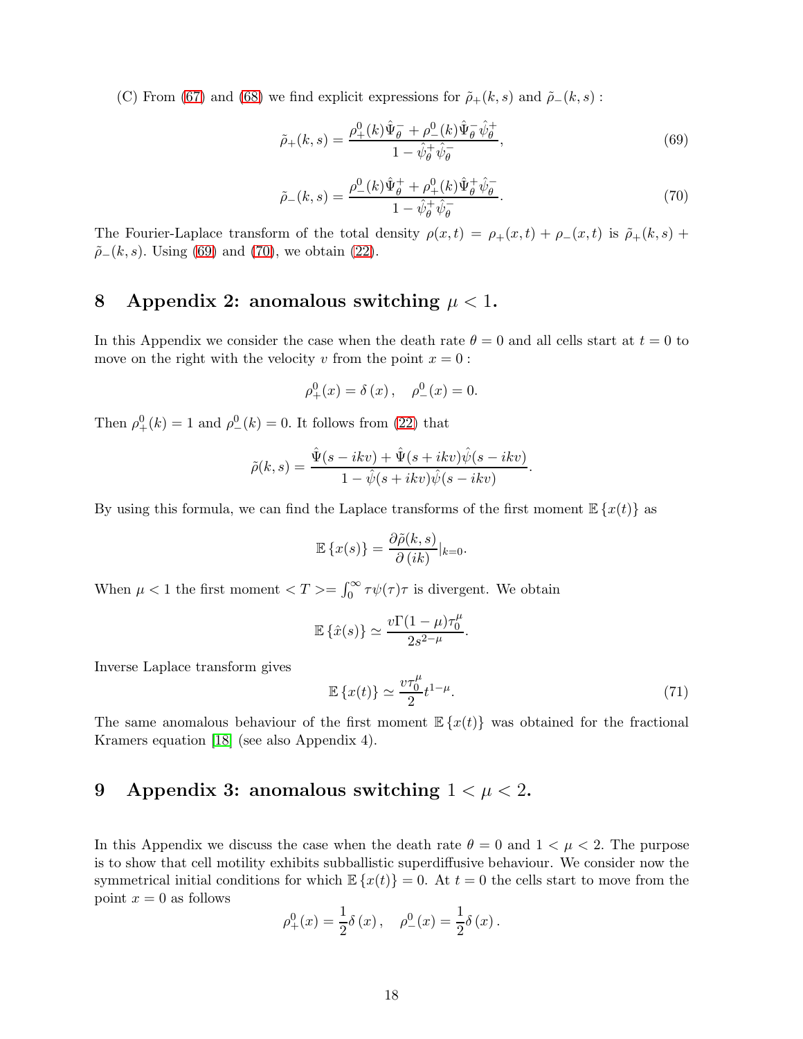(C) From (67) and (68) we find explicit expressions for $\tilde{\rho}_+(k,s)$ and $\tilde{\rho}_-(k,s)$ :

$$\tilde{\rho}_+(k,s) = \frac{\rho_+^0(k)\hat{\Psi}_\theta^- + \rho_-^0(k)\hat{\Psi}_\theta^- \hat{\psi}_\theta^+}{1 - \hat{\psi}_\theta^+ \hat{\psi}_\theta^-}, \tag{69}$$

$$\tilde{\rho}_-(k,s) = \frac{\rho_-^0(k)\hat{\Psi}_\theta^+ + \rho_+^0(k)\hat{\Psi}_\theta^+ \hat{\psi}_\theta^-}{1 - \hat{\psi}_\theta^+ \hat{\psi}_\theta^-}. \tag{70}$$

The Fourier-Laplace transform of the total density $\rho(x,t) = \rho_+(x,t) + \rho_-(x,t)$ is $\tilde{\rho}_+(k,s) + \tilde{\rho}_-(k,s)$. Using (69) and (70), we obtain (22).

# 8 Appendix 2: anomalous switching $\mu < 1$.

In this Appendix we consider the case when the death rate $\theta = 0$ and all cells start at $t = 0$ to move on the right with the velocity $v$ from the point $x = 0$ :

$$\rho_+^0(x) = \delta(x), \quad \rho_-^0(x) = 0.$$

Then $\rho_+^0(k) = 1$ and $\rho_-^0(k) = 0$. It follows from (22) that

$$\tilde{\rho}(k,s) = \frac{\hat{\Psi}(s - ikv) + \hat{\Psi}(s + ikv)\hat{\psi}(s - ikv)}{1 - \hat{\psi}(s + ikv)\hat{\psi}(s - ikv)}.$$

By using this formula, we can find the Laplace transforms of the first moment $\mathbb{E}\{x(t)\}$ as

$$\mathbb{E}\{x(s)\} = \frac{\partial \tilde{\rho}(k,s)}{\partial (ik)}|_{k=0}.$$

When $\mu < 1$ the first moment $< T >= \int_0^\infty \tau \psi(\tau)\tau$ is divergent. We obtain

$$\mathbb{E}\{\hat{x}(s)\} \simeq \frac{v\Gamma(1-\mu)\tau_0^\mu}{2s^{2-\mu}}.$$

Inverse Laplace transform gives

$$\mathbb{E}\{x(t)\} \simeq \frac{v\tau_0^\mu}{2} t^{1-\mu}. \tag{71}$$

The same anomalous behaviour of the first moment $\mathbb{E}\{x(t)\}$ was obtained for the fractional Kramers equation [18] (see also Appendix 4).

# 9 Appendix 3: anomalous switching $1 < \mu < 2$.

In this Appendix we discuss the case when the death rate $\theta = 0$ and $1 < \mu < 2$. The purpose is to show that cell motility exhibits subballistic superdiffusive behaviour. We consider now the symmetrical initial conditions for which $\mathbb{E}\{x(t)\} = 0$. At $t = 0$ the cells start to move from the point $x = 0$ as follows

$$\rho_+^0(x) = \frac{1}{2}\delta(x), \quad \rho_-^0(x) = \frac{1}{2}\delta(x).$$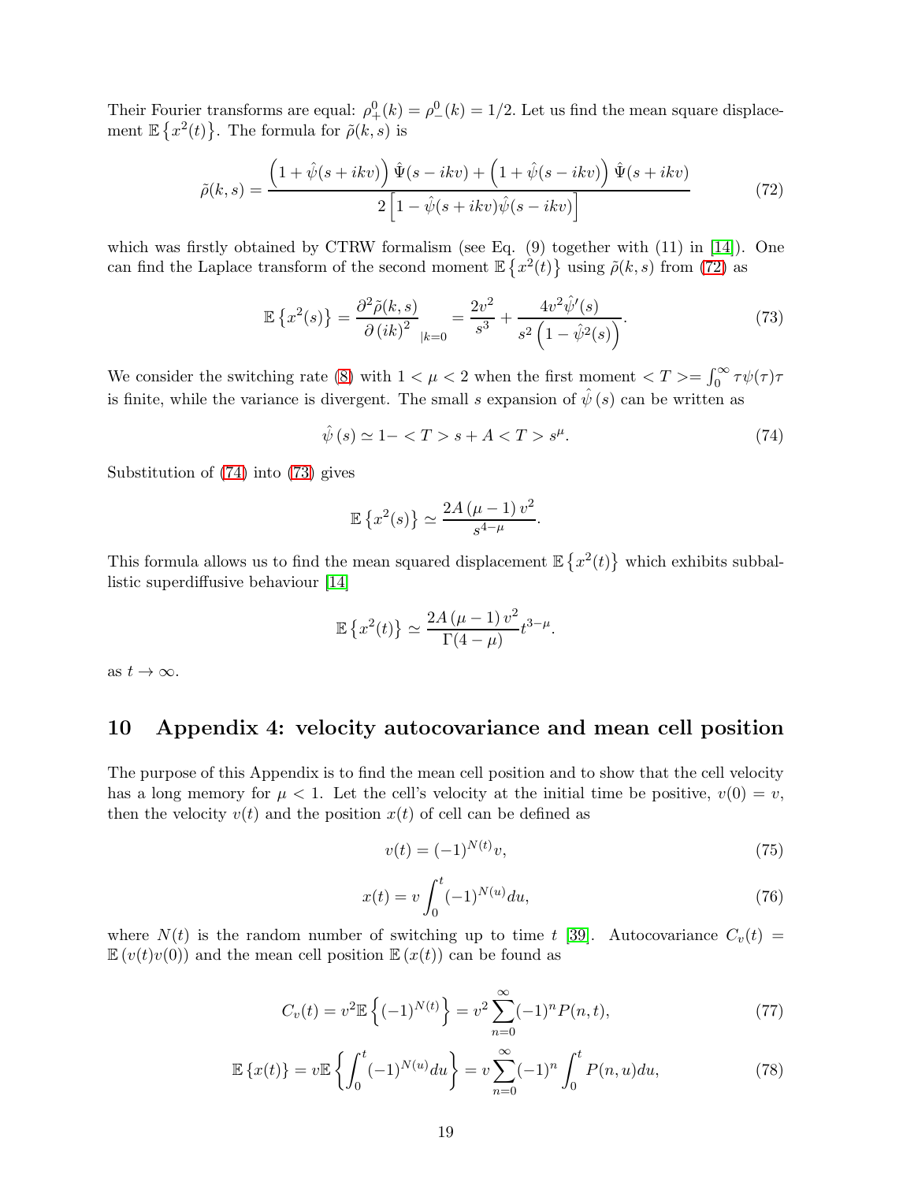Their Fourier transforms are equal: $\rho^0_+(k) = \rho^0_-(k) = 1/2$. Let us find the mean square displacement $\mathbb{E}\left\{x^2(t)\right\}$. The formula for $\tilde{\rho}(k,s)$ is

$$\tilde{\rho}(k,s) = \frac{\left(1+\hat{\psi}(s+ikv)\right)\hat{\Psi}(s-ikv) + \left(1+\hat{\psi}(s-ikv)\right)\hat{\Psi}(s+ikv)}{2\left[1-\hat{\psi}(s+ikv)\hat{\psi}(s-ikv)\right]} \tag{72}$$

which was firstly obtained by CTRW formalism (see Eq. (9) together with (11) in [14]). One can find the Laplace transform of the second moment $\mathbb{E}\left\{x^2(t)\right\}$ using $\tilde{\rho}(k,s)$ from (72) as

$$\mathbb{E}\left\{x^2(s)\right\} = \frac{\partial^2 \tilde{\rho}(k,s)}{\partial\,(ik)^2}_{|k=0} = \frac{2v^2}{s^3} + \frac{4v^2\hat{\psi}'(s)}{s^2\left(1-\hat{\psi}^2(s)\right)}. \tag{73}$$

We consider the switching rate (8) with $1<\mu<2$ when the first moment $<T> = \int_0^\infty \tau\psi(\tau)\tau$ is finite, while the variance is divergent. The small $s$ expansion of $\hat{\psi}(s)$ can be written as

$$\hat{\psi}(s) \simeq 1 - <T> s + A <T> s^{\mu}. \tag{74}$$

Substitution of (74) into (73) gives

$$\mathbb{E}\left\{x^2(s)\right\} \simeq \frac{2A(\mu-1)v^2}{s^{4-\mu}}.$$

This formula allows us to find the mean squared displacement $\mathbb{E}\left\{x^2(t)\right\}$ which exhibits subballistic superdiffusive behaviour [14]

$$\mathbb{E}\left\{x^2(t)\right\} \simeq \frac{2A(\mu-1)v^2}{\Gamma(4-\mu)}t^{3-\mu}.$$

as $t\to\infty$.

## 10 Appendix 4: velocity autocovariance and mean cell position

The purpose of this Appendix is to find the mean cell position and to show that the cell velocity has a long memory for $\mu<1$. Let the cell's velocity at the initial time be positive, $v(0)=v$, then the velocity $v(t)$ and the position $x(t)$ of cell can be defined as

$$v(t) = (-1)^{N(t)}v, \tag{75}$$

$$x(t) = v\int_0^t (-1)^{N(u)}du, \tag{76}$$

where $N(t)$ is the random number of switching up to time $t$ [39]. Autocovariance $C_v(t) = \mathbb{E}\left(v(t)v(0)\right)$ and the mean cell position $\mathbb{E}\left(x(t)\right)$ can be found as

$$C_v(t) = v^2\mathbb{E}\left\{(-1)^{N(t)}\right\} = v^2\sum_{n=0}^{\infty}(-1)^n P(n,t), \tag{77}$$

$$\mathbb{E}\left\{x(t)\right\} = v\mathbb{E}\left\{\int_0^t (-1)^{N(u)}du\right\} = v\sum_{n=0}^{\infty}(-1)^n\int_0^t P(n,u)du, \tag{78}$$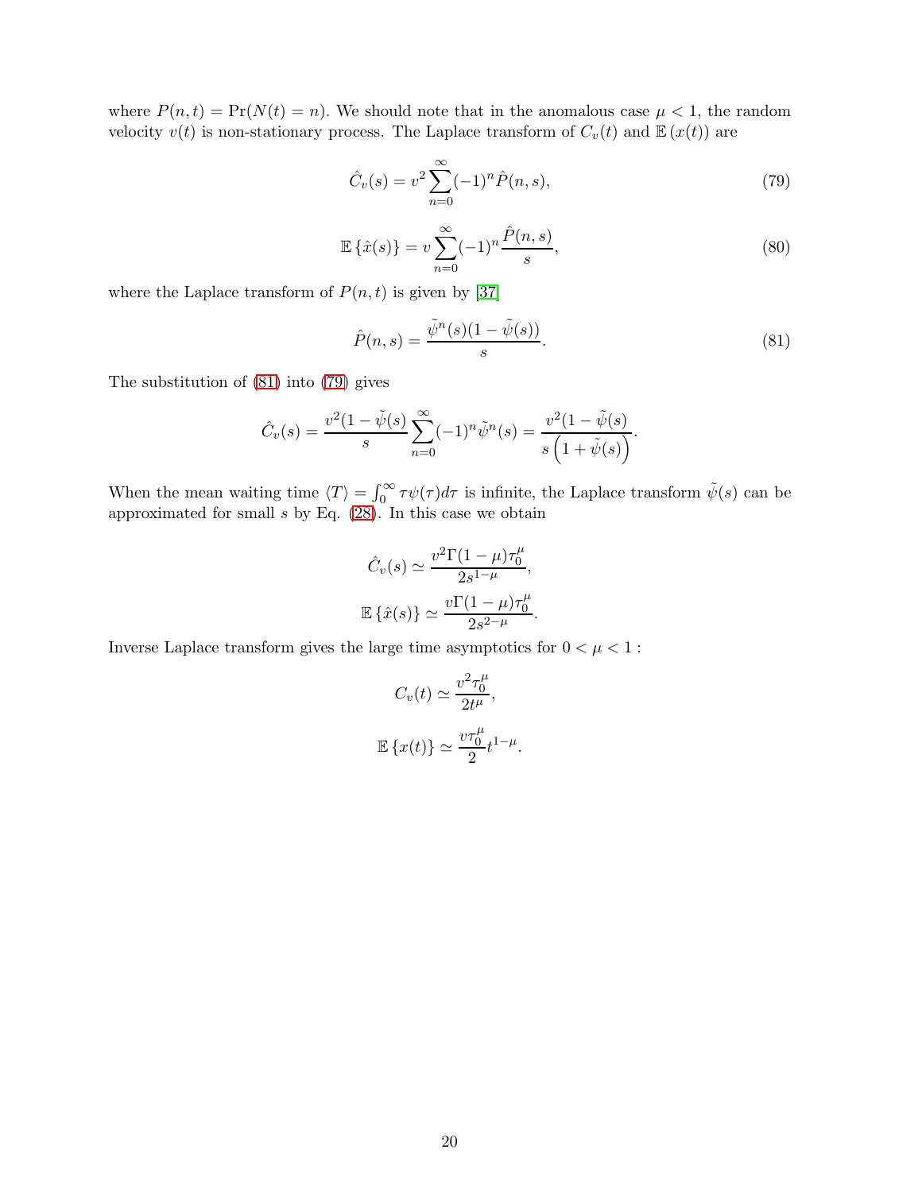where $P(n,t) = \Pr(N(t) = n)$. We should note that in the anomalous case $\mu < 1$, the random velocity $v(t)$ is non-stationary process. The Laplace transform of $C_v(t)$ and $\mathbb{E}(x(t))$ are

$$\hat{C}_v(s) = v^2 \sum_{n=0}^{\infty} (-1)^n \hat{P}(n,s), \tag{79}$$

$$\mathbb{E}\{\hat{x}(s)\} = v \sum_{n=0}^{\infty} (-1)^n \frac{\hat{P}(n,s)}{s}, \tag{80}$$

where the Laplace transform of $P(n,t)$ is given by [37]

$$\hat{P}(n,s) = \frac{\tilde{\psi}^n(s)(1-\tilde{\psi}(s))}{s}. \tag{81}$$

The substitution of (81) into (79) gives

$$\hat{C}_v(s) = \frac{v^2(1-\tilde{\psi}(s))}{s} \sum_{n=0}^{\infty} (-1)^n \tilde{\psi}^n(s) = \frac{v^2(1-\tilde{\psi}(s))}{s\left(1+\tilde{\psi}(s)\right)}.$$

When the mean waiting time $\langle T \rangle = \int_0^\infty \tau \psi(\tau) d\tau$ is infinite, the Laplace transform $\tilde{\psi}(s)$ can be approximated for small $s$ by Eq. (28). In this case we obtain

$$\hat{C}_v(s) \simeq \frac{v^2 \Gamma(1-\mu)\tau_0^\mu}{2s^{1-\mu}},$$

$$\mathbb{E}\{\hat{x}(s)\} \simeq \frac{v\Gamma(1-\mu)\tau_0^\mu}{2s^{2-\mu}}.$$

Inverse Laplace transform gives the large time asymptotics for $0 < \mu < 1$ :

$$C_v(t) \simeq \frac{v^2 \tau_0^\mu}{2t^\mu},$$

$$\mathbb{E}\{x(t)\} \simeq \frac{v\tau_0^\mu}{2} t^{1-\mu}.$$